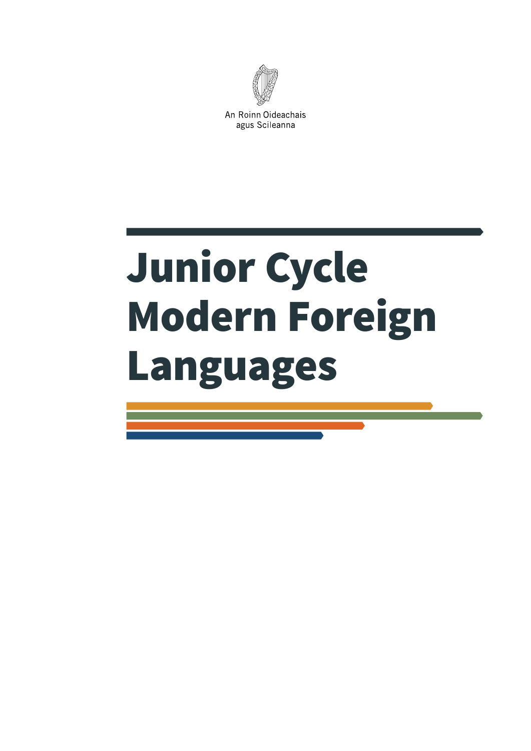An Roinn Oideachais agus Scileanna

# Junior Cycle Modern Foreign Languages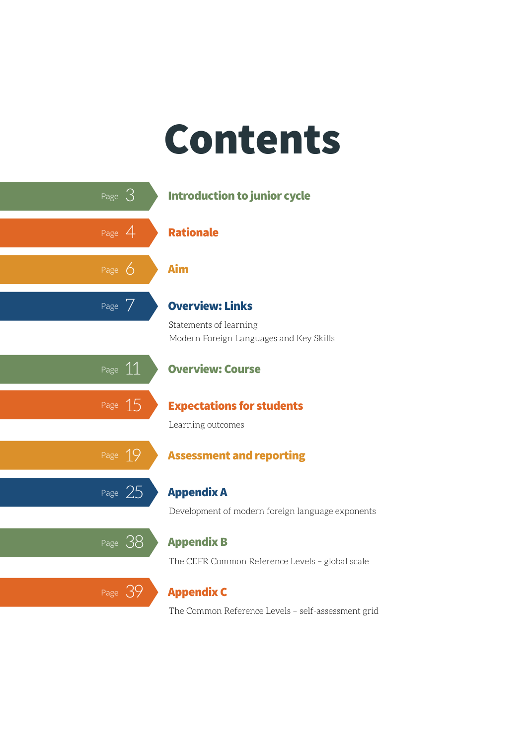# Contents

Page 3 — **Introduction to junior cycle**

Page 4 — **Rationale**

Page 6 — **Aim**

Page 7 — **Overview: Links**

Statements of learning
Modern Foreign Languages and Key Skills

Page 11 — **Overview: Course**

Page 15 — **Expectations for students**

Learning outcomes

Page 19 — **Assessment and reporting**

Page 25 — **Appendix A**

Development of modern foreign language exponents

Page 38 — **Appendix B**

The CEFR Common Reference Levels – global scale

Page 39 — **Appendix C**

The Common Reference Levels – self-assessment grid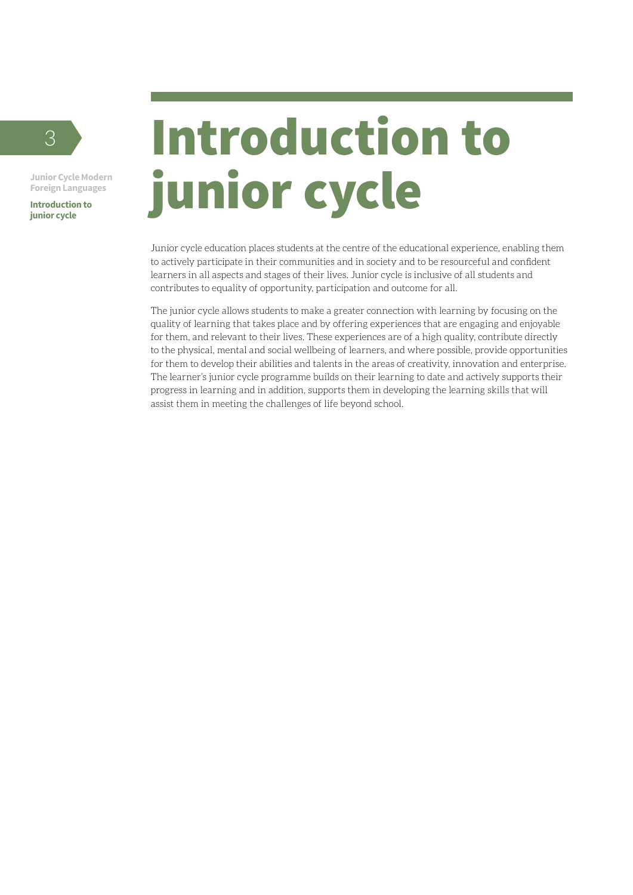# Introduction to junior cycle

Junior cycle education places students at the centre of the educational experience, enabling them to actively participate in their communities and in society and to be resourceful and confident learners in all aspects and stages of their lives. Junior cycle is inclusive of all students and contributes to equality of opportunity, participation and outcome for all.

The junior cycle allows students to make a greater connection with learning by focusing on the quality of learning that takes place and by offering experiences that are engaging and enjoyable for them, and relevant to their lives. These experiences are of a high quality, contribute directly to the physical, mental and social wellbeing of learners, and where possible, provide opportunities for them to develop their abilities and talents in the areas of creativity, innovation and enterprise. The learner's junior cycle programme builds on their learning to date and actively supports their progress in learning and in addition, supports them in developing the learning skills that will assist them in meeting the challenges of life beyond school.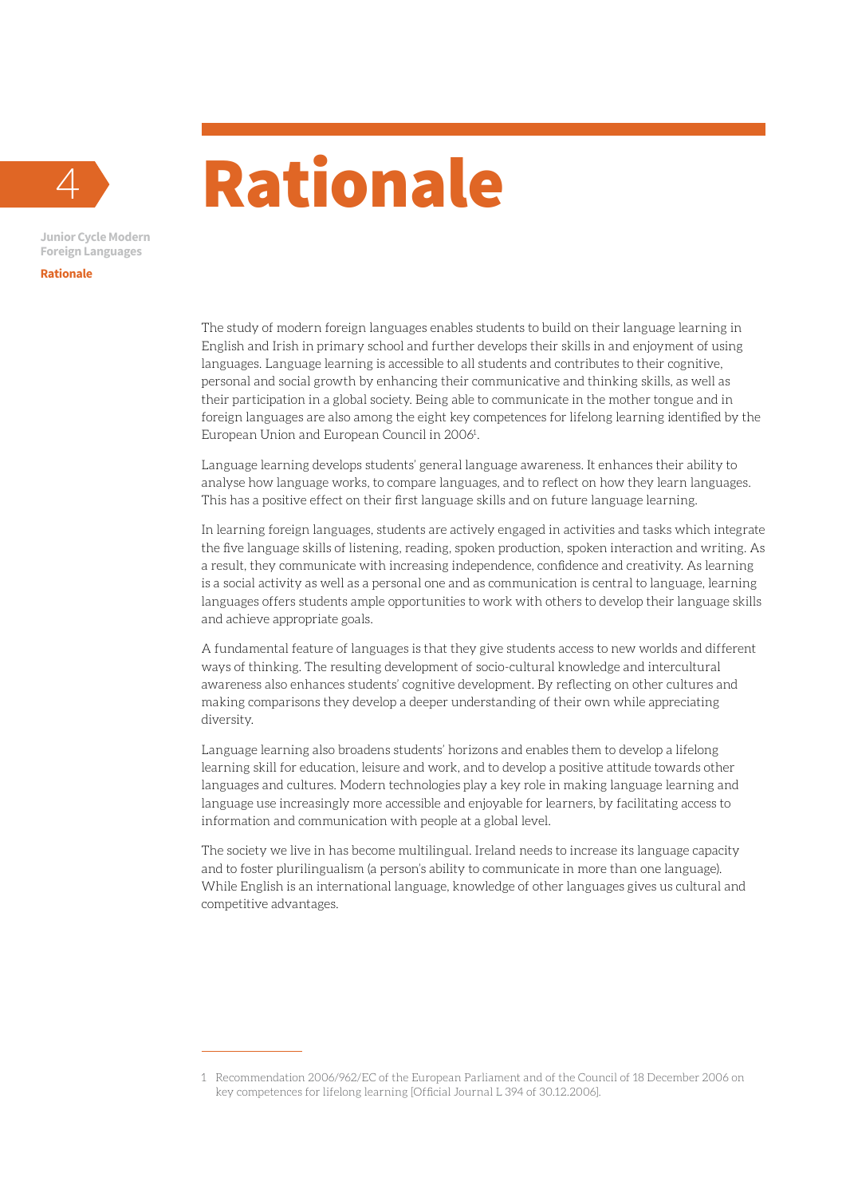# Rationale

The study of modern foreign languages enables students to build on their language learning in English and Irish in primary school and further develops their skills in and enjoyment of using languages. Language learning is accessible to all students and contributes to their cognitive, personal and social growth by enhancing their communicative and thinking skills, as well as their participation in a global society. Being able to communicate in the mother tongue and in foreign languages are also among the eight key competences for lifelong learning identified by the European Union and European Council in 2006[1].

Language learning develops students' general language awareness. It enhances their ability to analyse how language works, to compare languages, and to reflect on how they learn languages. This has a positive effect on their first language skills and on future language learning.

In learning foreign languages, students are actively engaged in activities and tasks which integrate the five language skills of listening, reading, spoken production, spoken interaction and writing. As a result, they communicate with increasing independence, confidence and creativity. As learning is a social activity as well as a personal one and as communication is central to language, learning languages offers students ample opportunities to work with others to develop their language skills and achieve appropriate goals.

A fundamental feature of languages is that they give students access to new worlds and different ways of thinking. The resulting development of socio-cultural knowledge and intercultural awareness also enhances students' cognitive development. By reflecting on other cultures and making comparisons they develop a deeper understanding of their own while appreciating diversity.

Language learning also broadens students' horizons and enables them to develop a lifelong learning skill for education, leisure and work, and to develop a positive attitude towards other languages and cultures. Modern technologies play a key role in making language learning and language use increasingly more accessible and enjoyable for learners, by facilitating access to information and communication with people at a global level.

The society we live in has become multilingual. Ireland needs to increase its language capacity and to foster plurilingualism (a person's ability to communicate in more than one language). While English is an international language, knowledge of other languages gives us cultural and competitive advantages.

---

1 Recommendation 2006/962/EC of the European Parliament and of the Council of 18 December 2006 on key competences for lifelong learning [Official Journal L 394 of 30.12.2006].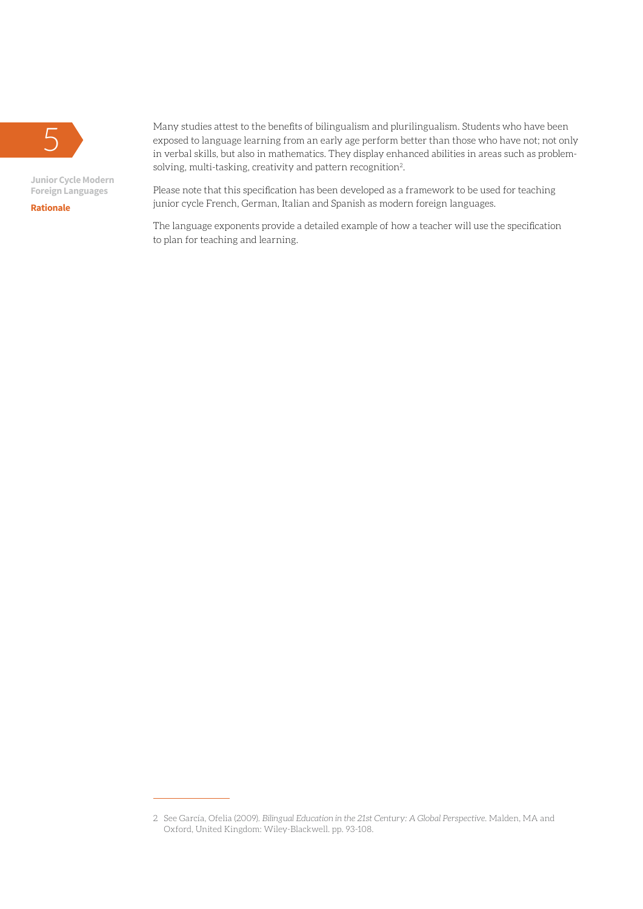Many studies attest to the benefits of bilingualism and plurilingualism. Students who have been exposed to language learning from an early age perform better than those who have not; not only in verbal skills, but also in mathematics. They display enhanced abilities in areas such as problem-solving, multi-tasking, creativity and pattern recognition[2].

Please note that this specification has been developed as a framework to be used for teaching junior cycle French, German, Italian and Spanish as modern foreign languages.

The language exponents provide a detailed example of how a teacher will use the specification to plan for teaching and learning.

---

2 See García, Ofelia (2009). *Bilingual Education in the 21st Century: A Global Perspective*. Malden, MA and Oxford, United Kingdom: Wiley-Blackwell. pp. 93-108.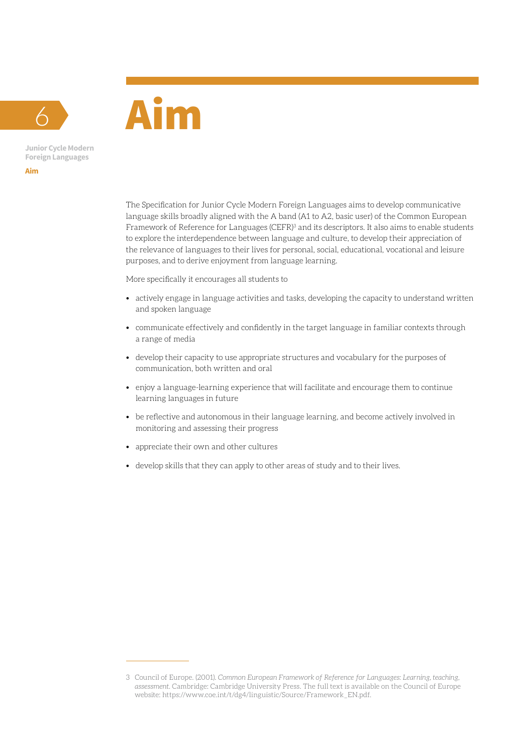# Aim

The Specification for Junior Cycle Modern Foreign Languages aims to develop communicative language skills broadly aligned with the A band (A1 to A2, basic user) of the Common European Framework of Reference for Languages (CEFR)[3] and its descriptors. It also aims to enable students to explore the interdependence between language and culture, to develop their appreciation of the relevance of languages to their lives for personal, social, educational, vocational and leisure purposes, and to derive enjoyment from language learning.

More specifically it encourages all students to

- actively engage in language activities and tasks, developing the capacity to understand written and spoken language
- communicate effectively and confidently in the target language in familiar contexts through a range of media
- develop their capacity to use appropriate structures and vocabulary for the purposes of communication, both written and oral
- enjoy a language-learning experience that will facilitate and encourage them to continue learning languages in future
- be reflective and autonomous in their language learning, and become actively involved in monitoring and assessing their progress
- appreciate their own and other cultures
- develop skills that they can apply to other areas of study and to their lives.

---

3 Council of Europe. (2001). *Common European Framework of Reference for Languages: Learning, teaching, assessment.* Cambridge: Cambridge University Press. The full text is available on the Council of Europe website: https://www.coe.int/t/dg4/linguistic/Source/Framework_EN.pdf.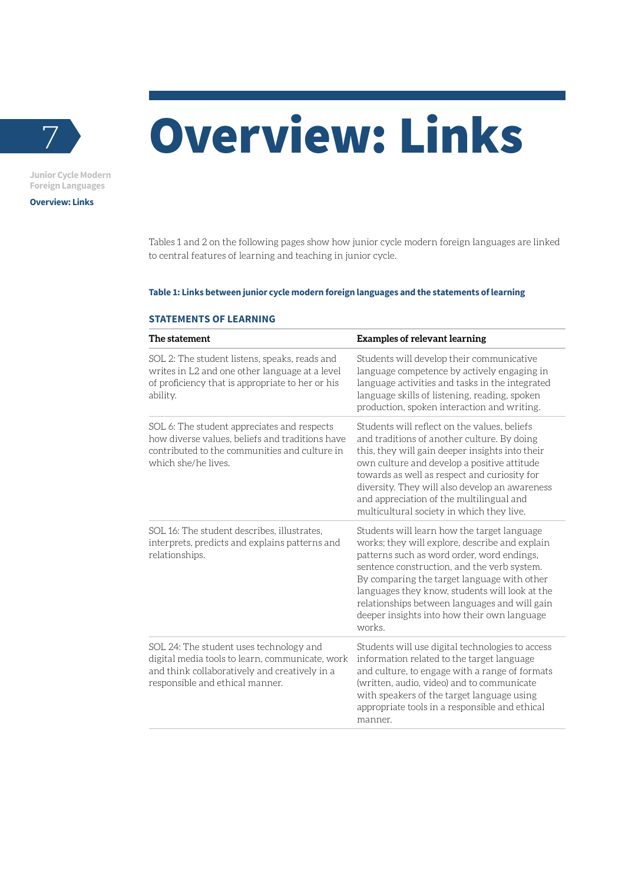# Overview: Links

Tables 1 and 2 on the following pages show how junior cycle modern foreign languages are linked to central features of learning and teaching in junior cycle.

**Table 1: Links between junior cycle modern foreign languages and the statements of learning**

**STATEMENTS OF LEARNING**

| The statement | Examples of relevant learning |
|---|---|
| SOL 2: The student listens, speaks, reads and writes in L2 and one other language at a level of proficiency that is appropriate to her or his ability. | Students will develop their communicative language competence by actively engaging in language activities and tasks in the integrated language skills of listening, reading, spoken production, spoken interaction and writing. |
| SOL 6: The student appreciates and respects how diverse values, beliefs and traditions have contributed to the communities and culture in which she/he lives. | Students will reflect on the values, beliefs and traditions of another culture. By doing this, they will gain deeper insights into their own culture and develop a positive attitude towards as well as respect and curiosity for diversity. They will also develop an awareness and appreciation of the multilingual and multicultural society in which they live. |
| SOL 16: The student describes, illustrates, interprets, predicts and explains patterns and relationships. | Students will learn how the target language works; they will explore, describe and explain patterns such as word order, word endings, sentence construction, and the verb system. By comparing the target language with other languages they know, students will look at the relationships between languages and will gain deeper insights into how their own language works. |
| SOL 24: The student uses technology and digital media tools to learn, communicate, work and think collaboratively and creatively in a responsible and ethical manner. | Students will use digital technologies to access information related to the target language and culture, to engage with a range of formats (written, audio, video) and to communicate with speakers of the target language using appropriate tools in a responsible and ethical manner. |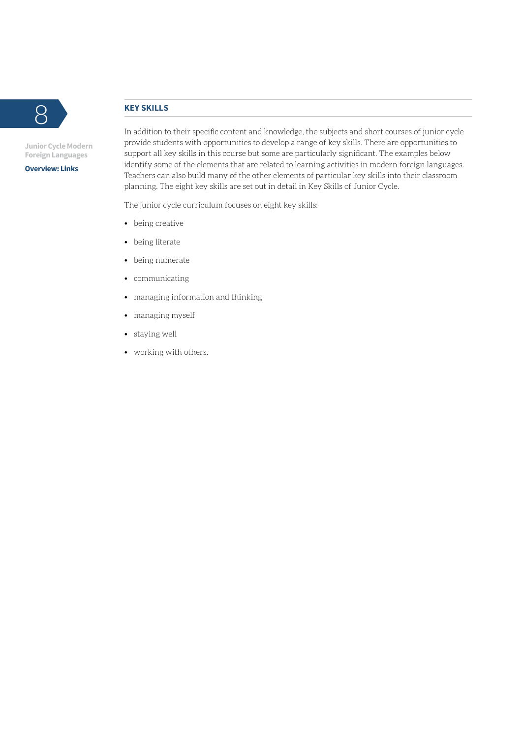## KEY SKILLS

In addition to their specific content and knowledge, the subjects and short courses of junior cycle provide students with opportunities to develop a range of key skills. There are opportunities to support all key skills in this course but some are particularly significant. The examples below identify some of the elements that are related to learning activities in modern foreign languages. Teachers can also build many of the other elements of particular key skills into their classroom planning. The eight key skills are set out in detail in Key Skills of Junior Cycle.

The junior cycle curriculum focuses on eight key skills:

- being creative
- being literate
- being numerate
- communicating
- managing information and thinking
- managing myself
- staying well
- working with others.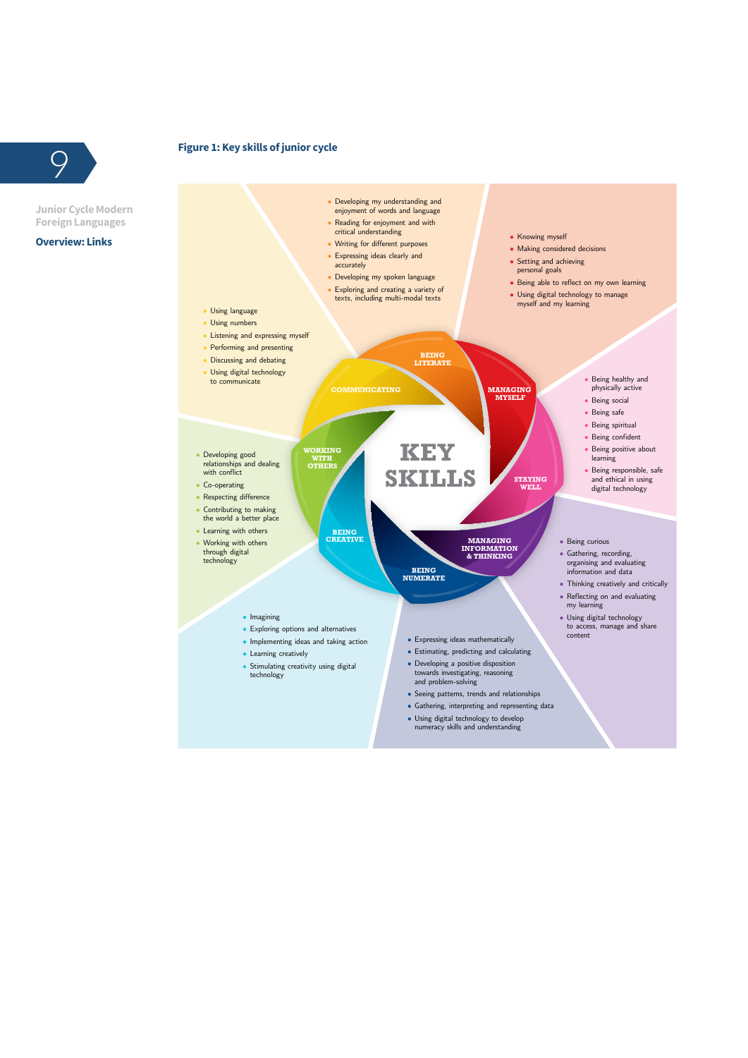## Figure 1: Key skills of junior cycle

# KEY SKILLS

**BEING LITERATE**

- Developing my understanding and enjoyment of words and language
- Reading for enjoyment and with critical understanding
- Writing for different purposes
- Expressing ideas clearly and accurately
- Developing my spoken language
- Exploring and creating a variety of texts, including multi-modal texts

**MANAGING MYSELF**

- Knowing myself
- Making considered decisions
- Setting and achieving personal goals
- Being able to reflect on my own learning
- Using digital technology to manage myself and my learning

**STAYING WELL**

- Being healthy and physically active
- Being social
- Being safe
- Being spiritual
- Being confident
- Being positive about learning
- Being responsible, safe and ethical in using digital technology

**MANAGING INFORMATION & THINKING**

- Being curious
- Gathering, recording, organising and evaluating information and data
- Thinking creatively and critically
- Reflecting on and evaluating my learning
- Using digital technology to access, manage and share content

**BEING NUMERATE**

- Expressing ideas mathematically
- Estimating, predicting and calculating
- Developing a positive disposition towards investigating, reasoning and problem-solving
- Seeing patterns, trends and relationships
- Gathering, interpreting and representing data
- Using digital technology to develop numeracy skills and understanding

**BEING CREATIVE**

- Imagining
- Exploring options and alternatives
- Implementing ideas and taking action
- Learning creatively
- Stimulating creativity using digital technology

**WORKING WITH OTHERS**

- Developing good relationships and dealing with conflict
- Co-operating
- Respecting difference
- Contributing to making the world a better place
- Learning with others
- Working with others through digital technology

**COMMUNICATING**

- Using language
- Using numbers
- Listening and expressing myself
- Performing and presenting
- Discussing and debating
- Using digital technology to communicate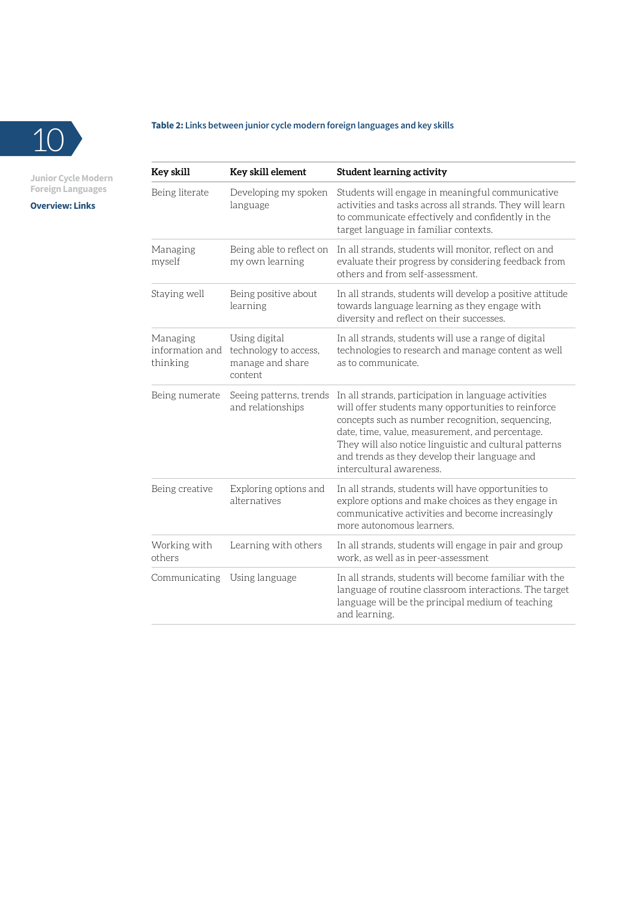**Table 2: Links between junior cycle modern foreign languages and key skills**

| Key skill | Key skill element | Student learning activity |
|---|---|---|
| Being literate | Developing my spoken language | Students will engage in meaningful communicative activities and tasks across all strands. They will learn to communicate effectively and confidently in the target language in familiar contexts. |
| Managing myself | Being able to reflect on my own learning | In all strands, students will monitor, reflect on and evaluate their progress by considering feedback from others and from self-assessment. |
| Staying well | Being positive about learning | In all strands, students will develop a positive attitude towards language learning as they engage with diversity and reflect on their successes. |
| Managing information and thinking | Using digital technology to access, manage and share content | In all strands, students will use a range of digital technologies to research and manage content as well as to communicate. |
| Being numerate | Seeing patterns, trends and relationships | In all strands, participation in language activities will offer students many opportunities to reinforce concepts such as number recognition, sequencing, date, time, value, measurement, and percentage. They will also notice linguistic and cultural patterns and trends as they develop their language and intercultural awareness. |
| Being creative | Exploring options and alternatives | In all strands, students will have opportunities to explore options and make choices as they engage in communicative activities and become increasingly more autonomous learners. |
| Working with others | Learning with others | In all strands, students will engage in pair and group work, as well as in peer-assessment |
| Communicating | Using language | In all strands, students will become familiar with the language of routine classroom interactions. The target language will be the principal medium of teaching and learning. |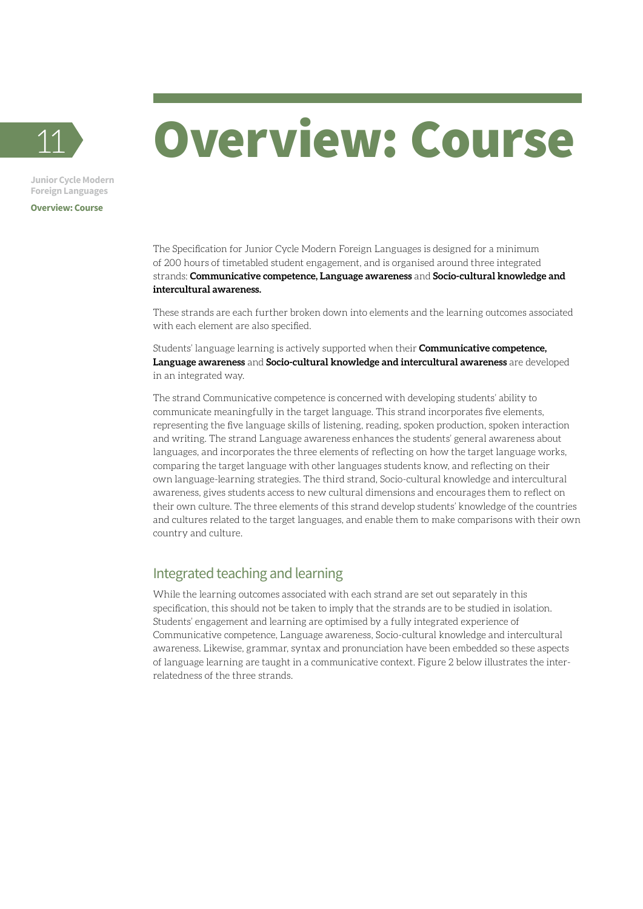# Overview: Course

The Specification for Junior Cycle Modern Foreign Languages is designed for a minimum of 200 hours of timetabled student engagement, and is organised around three integrated strands: **Communicative competence, Language awareness** and **Socio-cultural knowledge and intercultural awareness.**

These strands are each further broken down into elements and the learning outcomes associated with each element are also specified.

Students' language learning is actively supported when their **Communicative competence, Language awareness** and **Socio-cultural knowledge and intercultural awareness** are developed in an integrated way.

The strand Communicative competence is concerned with developing students' ability to communicate meaningfully in the target language. This strand incorporates five elements, representing the five language skills of listening, reading, spoken production, spoken interaction and writing. The strand Language awareness enhances the students' general awareness about languages, and incorporates the three elements of reflecting on how the target language works, comparing the target language with other languages students know, and reflecting on their own language-learning strategies. The third strand, Socio-cultural knowledge and intercultural awareness, gives students access to new cultural dimensions and encourages them to reflect on their own culture. The three elements of this strand develop students' knowledge of the countries and cultures related to the target languages, and enable them to make comparisons with their own country and culture.

## Integrated teaching and learning

While the learning outcomes associated with each strand are set out separately in this specification, this should not be taken to imply that the strands are to be studied in isolation. Students' engagement and learning are optimised by a fully integrated experience of Communicative competence, Language awareness, Socio-cultural knowledge and intercultural awareness. Likewise, grammar, syntax and pronunciation have been embedded so these aspects of language learning are taught in a communicative context. Figure 2 below illustrates the inter-relatedness of the three strands.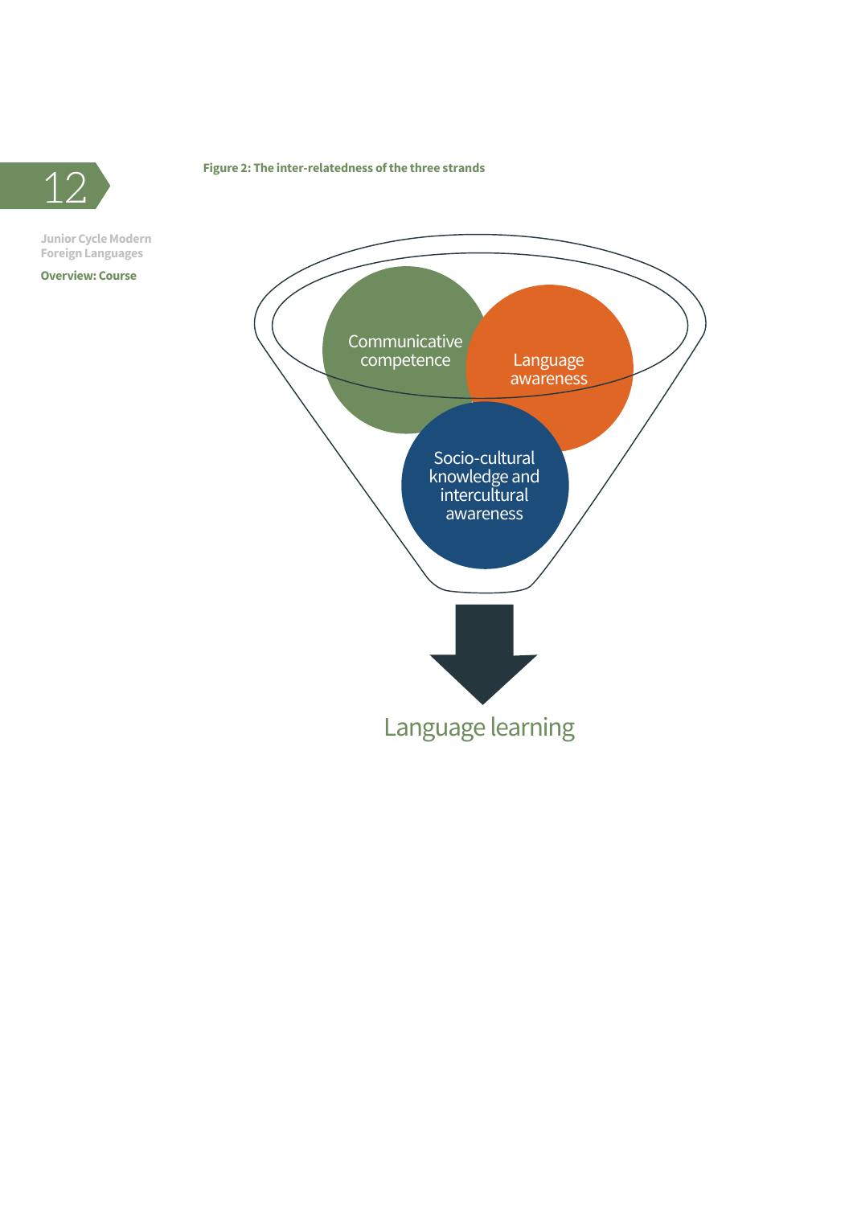**Figure 2: The inter-relatedness of the three strands**

Communicative competence

Language awareness

Socio-cultural knowledge and intercultural awareness

Language learning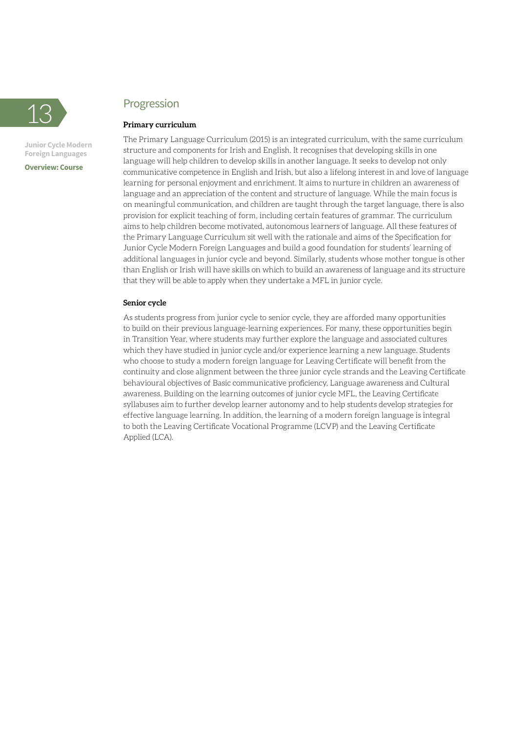## Progression

### Primary curriculum

The Primary Language Curriculum (2015) is an integrated curriculum, with the same curriculum structure and components for Irish and English. It recognises that developing skills in one language will help children to develop skills in another language. It seeks to develop not only communicative competence in English and Irish, but also a lifelong interest in and love of language learning for personal enjoyment and enrichment. It aims to nurture in children an awareness of language and an appreciation of the content and structure of language. While the main focus is on meaningful communication, and children are taught through the target language, there is also provision for explicit teaching of form, including certain features of grammar. The curriculum aims to help children become motivated, autonomous learners of language. All these features of the Primary Language Curriculum sit well with the rationale and aims of the Specification for Junior Cycle Modern Foreign Languages and build a good foundation for students' learning of additional languages in junior cycle and beyond. Similarly, students whose mother tongue is other than English or Irish will have skills on which to build an awareness of language and its structure that they will be able to apply when they undertake a MFL in junior cycle.

### Senior cycle

As students progress from junior cycle to senior cycle, they are afforded many opportunities to build on their previous language-learning experiences. For many, these opportunities begin in Transition Year, where students may further explore the language and associated cultures which they have studied in junior cycle and/or experience learning a new language. Students who choose to study a modern foreign language for Leaving Certificate will benefit from the continuity and close alignment between the three junior cycle strands and the Leaving Certificate behavioural objectives of Basic communicative proficiency, Language awareness and Cultural awareness. Building on the learning outcomes of junior cycle MFL, the Leaving Certificate syllabuses aim to further develop learner autonomy and to help students develop strategies for effective language learning. In addition, the learning of a modern foreign language is integral to both the Leaving Certificate Vocational Programme (LCVP) and the Leaving Certificate Applied (LCA).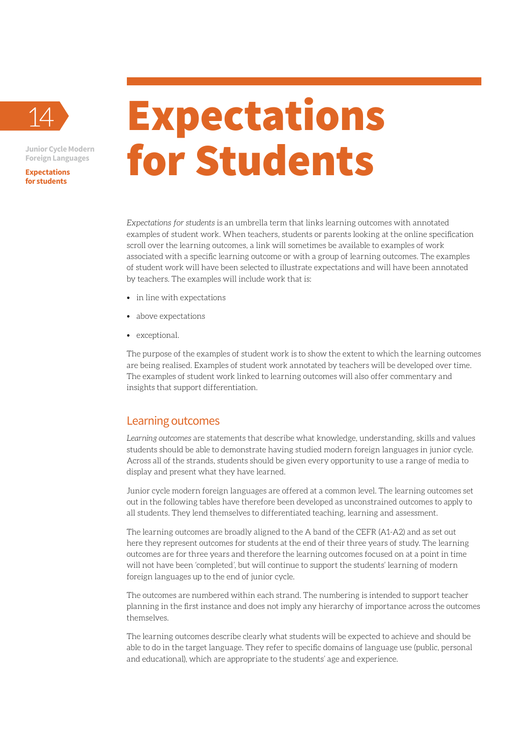# Expectations for Students

*Expectations for students* is an umbrella term that links learning outcomes with annotated examples of student work. When teachers, students or parents looking at the online specification scroll over the learning outcomes, a link will sometimes be available to examples of work associated with a specific learning outcome or with a group of learning outcomes. The examples of student work will have been selected to illustrate expectations and will have been annotated by teachers. The examples will include work that is:

- in line with expectations
- above expectations
- exceptional.

The purpose of the examples of student work is to show the extent to which the learning outcomes are being realised. Examples of student work annotated by teachers will be developed over time. The examples of student work linked to learning outcomes will also offer commentary and insights that support differentiation.

## Learning outcomes

*Learning outcomes* are statements that describe what knowledge, understanding, skills and values students should be able to demonstrate having studied modern foreign languages in junior cycle. Across all of the strands, students should be given every opportunity to use a range of media to display and present what they have learned.

Junior cycle modern foreign languages are offered at a common level. The learning outcomes set out in the following tables have therefore been developed as unconstrained outcomes to apply to all students. They lend themselves to differentiated teaching, learning and assessment.

The learning outcomes are broadly aligned to the A band of the CEFR (A1-A2) and as set out here they represent outcomes for students at the end of their three years of study. The learning outcomes are for three years and therefore the learning outcomes focused on at a point in time will not have been 'completed', but will continue to support the students' learning of modern foreign languages up to the end of junior cycle.

The outcomes are numbered within each strand. The numbering is intended to support teacher planning in the first instance and does not imply any hierarchy of importance across the outcomes themselves.

The learning outcomes describe clearly what students will be expected to achieve and should be able to do in the target language. They refer to specific domains of language use (public, personal and educational), which are appropriate to the students' age and experience.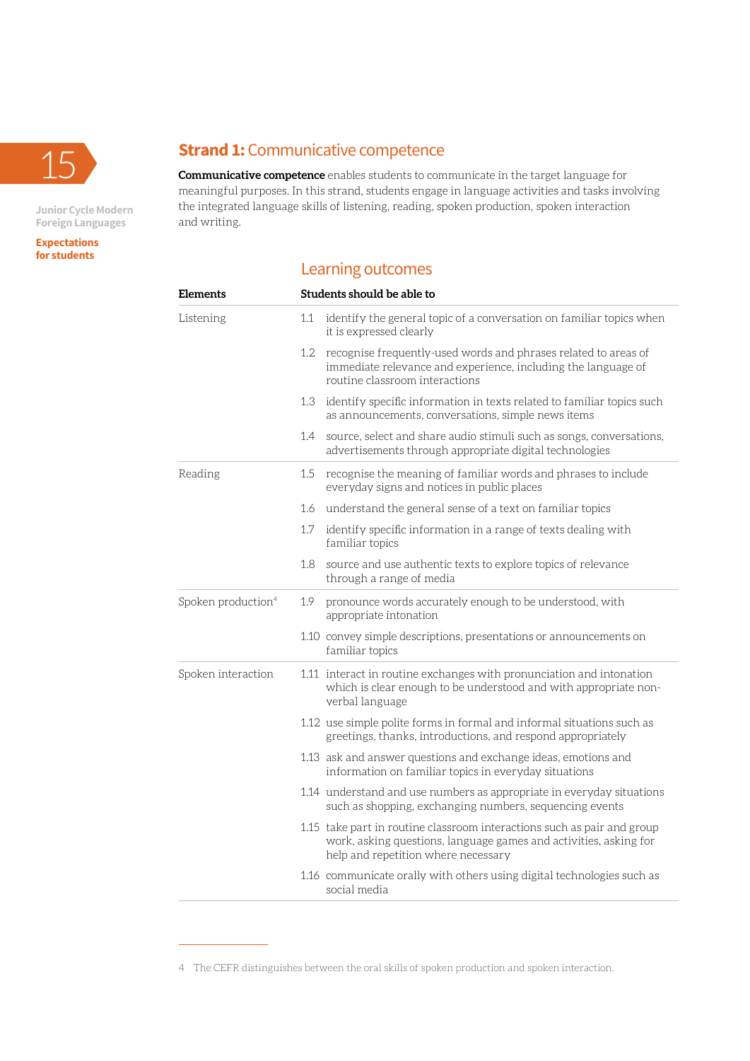## **Strand 1:** Communicative competence

**Communicative competence** enables students to communicate in the target language for meaningful purposes. In this strand, students engage in language activities and tasks involving the integrated language skills of listening, reading, spoken production, spoken interaction and writing.

### Learning outcomes

| Elements | Students should be able to |
|---|---|
| Listening | 1.1 identify the general topic of a conversation on familiar topics when it is expressed clearly |
| | 1.2 recognise frequently-used words and phrases related to areas of immediate relevance and experience, including the language of routine classroom interactions |
| | 1.3 identify specific information in texts related to familiar topics such as announcements, conversations, simple news items |
| | 1.4 source, select and share audio stimuli such as songs, conversations, advertisements through appropriate digital technologies |
| Reading | 1.5 recognise the meaning of familiar words and phrases to include everyday signs and notices in public places |
| | 1.6 understand the general sense of a text on familiar topics |
| | 1.7 identify specific information in a range of texts dealing with familiar topics |
| | 1.8 source and use authentic texts to explore topics of relevance through a range of media |
| Spoken production[4] | 1.9 pronounce words accurately enough to be understood, with appropriate intonation |
| | 1.10 convey simple descriptions, presentations or announcements on familiar topics |
| Spoken interaction | 1.11 interact in routine exchanges with pronunciation and intonation which is clear enough to be understood and with appropriate non-verbal language |
| | 1.12 use simple polite forms in formal and informal situations such as greetings, thanks, introductions, and respond appropriately |
| | 1.13 ask and answer questions and exchange ideas, emotions and information on familiar topics in everyday situations |
| | 1.14 understand and use numbers as appropriate in everyday situations such as shopping, exchanging numbers, sequencing events |
| | 1.15 take part in routine classroom interactions such as pair and group work, asking questions, language games and activities, asking for help and repetition where necessary |
| | 1.16 communicate orally with others using digital technologies such as social media |

4 The CEFR distinguishes between the oral skills of spoken production and spoken interaction.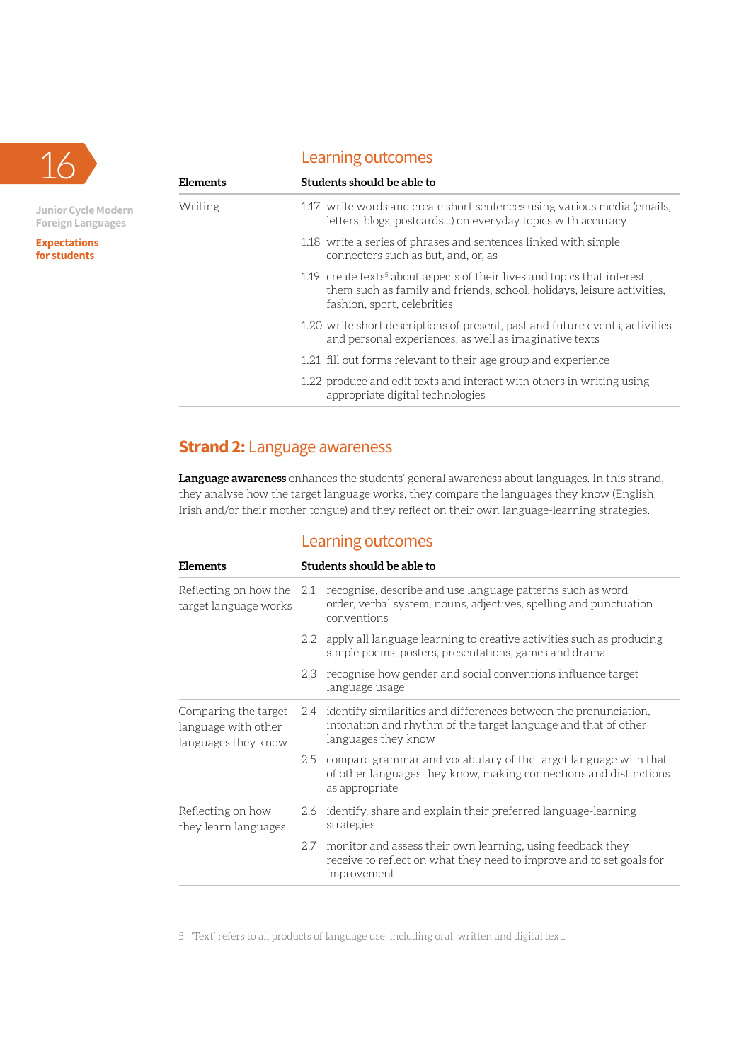### Learning outcomes

| Elements | Students should be able to |
|---|---|
| Writing | 1.17 write words and create short sentences using various media (emails, letters, blogs, postcards...) on everyday topics with accuracy |
| | 1.18 write a series of phrases and sentences linked with simple connectors such as but, and, or, as |
| | 1.19 create texts[5] about aspects of their lives and topics that interest them such as family and friends, school, holidays, leisure activities, fashion, sport, celebrities |
| | 1.20 write short descriptions of present, past and future events, activities and personal experiences, as well as imaginative texts |
| | 1.21 fill out forms relevant to their age group and experience |
| | 1.22 produce and edit texts and interact with others in writing using appropriate digital technologies |

## **Strand 2:** Language awareness

**Language awareness** enhances the students' general awareness about languages. In this strand, they analyse how the target language works, they compare the languages they know (English, Irish and/or their mother tongue) and they reflect on their own language-learning strategies.

### Learning outcomes

| Elements | Students should be able to |
|---|---|
| Reflecting on how the target language works | 2.1 recognise, describe and use language patterns such as word order, verbal system, nouns, adjectives, spelling and punctuation conventions |
| | 2.2 apply all language learning to creative activities such as producing simple poems, posters, presentations, games and drama |
| | 2.3 recognise how gender and social conventions influence target language usage |
| Comparing the target language with other languages they know | 2.4 identify similarities and differences between the pronunciation, intonation and rhythm of the target language and that of other languages they know |
| | 2.5 compare grammar and vocabulary of the target language with that of other languages they know, making connections and distinctions as appropriate |
| Reflecting on how they learn languages | 2.6 identify, share and explain their preferred language-learning strategies |
| | 2.7 monitor and assess their own learning, using feedback they receive to reflect on what they need to improve and to set goals for improvement |

---

5 'Text' refers to all products of language use, including oral, written and digital text.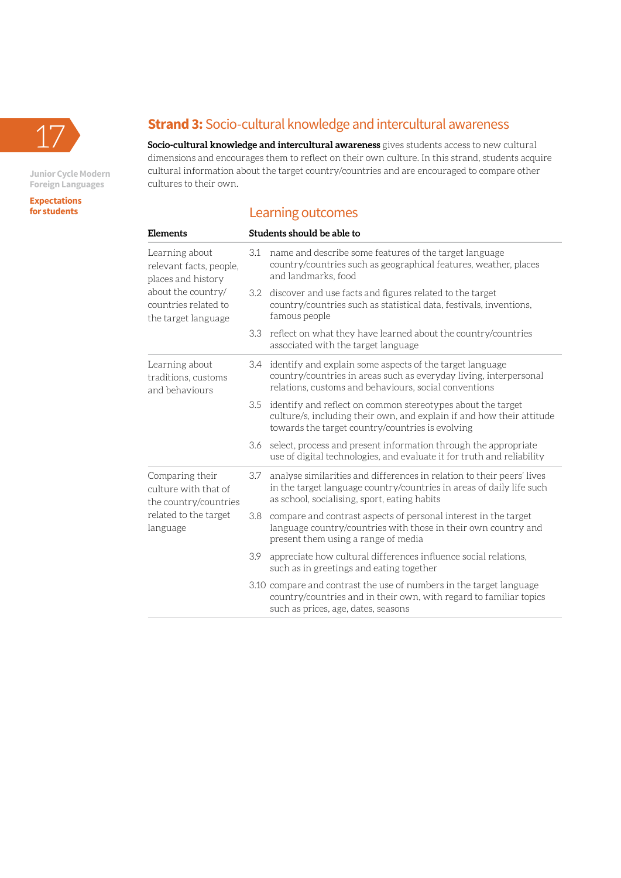## **Strand 3:** Socio-cultural knowledge and intercultural awareness

**Socio-cultural knowledge and intercultural awareness** gives students access to new cultural dimensions and encourages them to reflect on their own culture. In this strand, students acquire cultural information about the target country/countries and are encouraged to compare other cultures to their own.

### Learning outcomes

| Elements | Students should be able to |
|---|---|
| Learning about relevant facts, people, places and history about the country/ countries related to the target language | 3.1 name and describe some features of the target language country/countries such as geographical features, weather, places and landmarks, food |
| | 3.2 discover and use facts and figures related to the target country/countries such as statistical data, festivals, inventions, famous people |
| | 3.3 reflect on what they have learned about the country/countries associated with the target language |
| Learning about traditions, customs and behaviours | 3.4 identify and explain some aspects of the target language country/countries in areas such as everyday living, interpersonal relations, customs and behaviours, social conventions |
| | 3.5 identify and reflect on common stereotypes about the target culture/s, including their own, and explain if and how their attitude towards the target country/countries is evolving |
| | 3.6 select, process and present information through the appropriate use of digital technologies, and evaluate it for truth and reliability |
| Comparing their culture with that of the country/countries related to the target language | 3.7 analyse similarities and differences in relation to their peers' lives in the target language country/countries in areas of daily life such as school, socialising, sport, eating habits |
| | 3.8 compare and contrast aspects of personal interest in the target language country/countries with those in their own country and present them using a range of media |
| | 3.9 appreciate how cultural differences influence social relations, such as in greetings and eating together |
| | 3.10 compare and contrast the use of numbers in the target language country/countries and in their own, with regard to familiar topics such as prices, age, dates, seasons |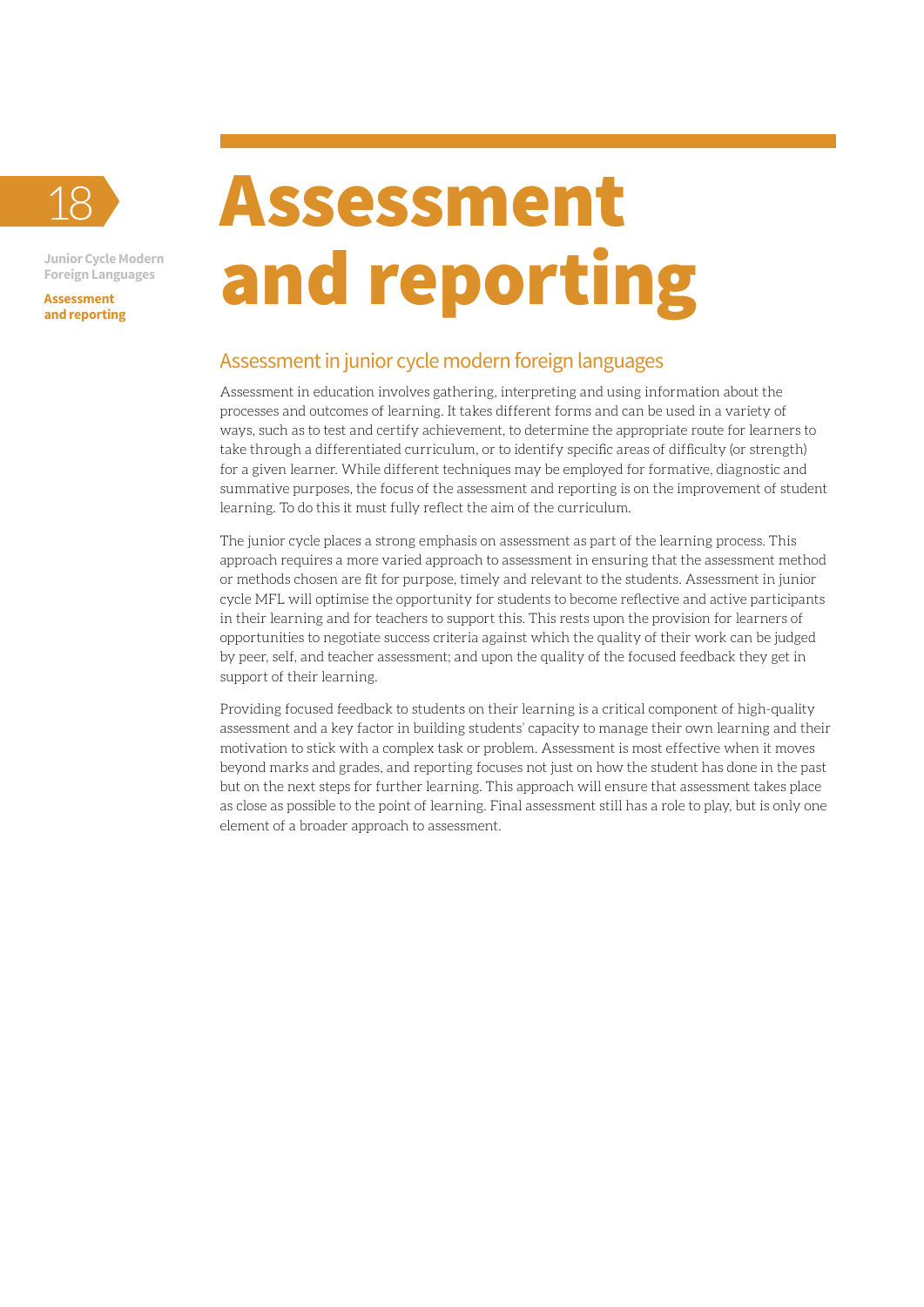# Assessment and reporting

## Assessment in junior cycle modern foreign languages

Assessment in education involves gathering, interpreting and using information about the processes and outcomes of learning. It takes different forms and can be used in a variety of ways, such as to test and certify achievement, to determine the appropriate route for learners to take through a differentiated curriculum, or to identify specific areas of difficulty (or strength) for a given learner. While different techniques may be employed for formative, diagnostic and summative purposes, the focus of the assessment and reporting is on the improvement of student learning. To do this it must fully reflect the aim of the curriculum.

The junior cycle places a strong emphasis on assessment as part of the learning process. This approach requires a more varied approach to assessment in ensuring that the assessment method or methods chosen are fit for purpose, timely and relevant to the students. Assessment in junior cycle MFL will optimise the opportunity for students to become reflective and active participants in their learning and for teachers to support this. This rests upon the provision for learners of opportunities to negotiate success criteria against which the quality of their work can be judged by peer, self, and teacher assessment; and upon the quality of the focused feedback they get in support of their learning.

Providing focused feedback to students on their learning is a critical component of high-quality assessment and a key factor in building students' capacity to manage their own learning and their motivation to stick with a complex task or problem. Assessment is most effective when it moves beyond marks and grades, and reporting focuses not just on how the student has done in the past but on the next steps for further learning. This approach will ensure that assessment takes place as close as possible to the point of learning. Final assessment still has a role to play, but is only one element of a broader approach to assessment.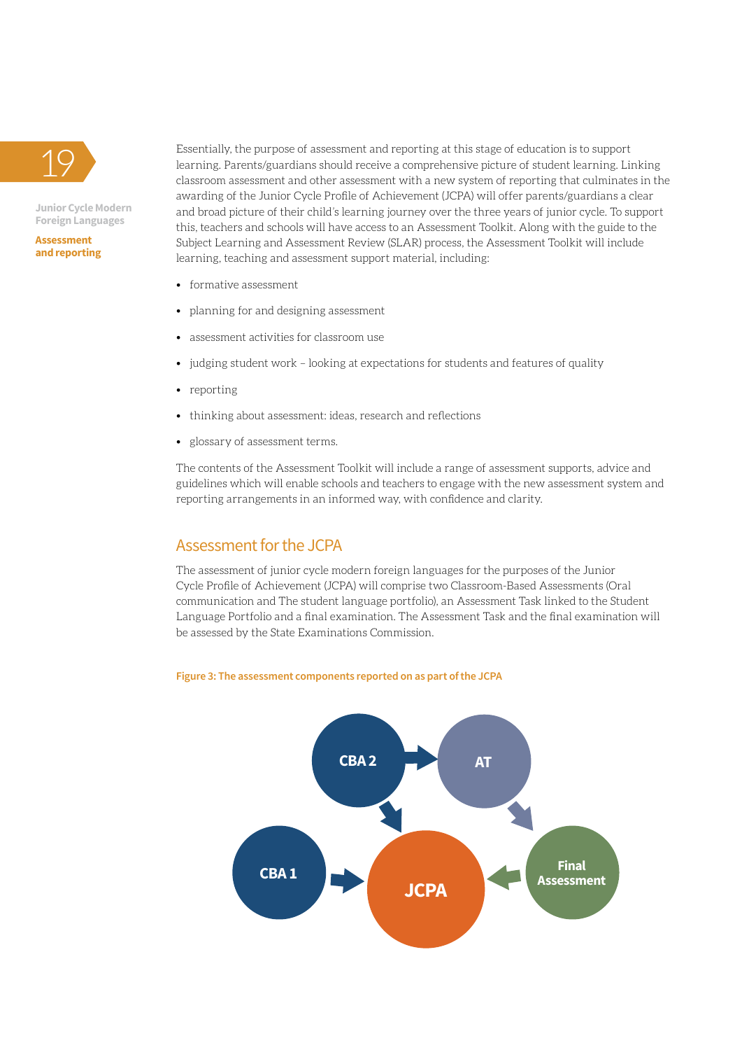Essentially, the purpose of assessment and reporting at this stage of education is to support learning. Parents/guardians should receive a comprehensive picture of student learning. Linking classroom assessment and other assessment with a new system of reporting that culminates in the awarding of the Junior Cycle Profile of Achievement (JCPA) will offer parents/guardians a clear and broad picture of their child's learning journey over the three years of junior cycle. To support this, teachers and schools will have access to an Assessment Toolkit. Along with the guide to the Subject Learning and Assessment Review (SLAR) process, the Assessment Toolkit will include learning, teaching and assessment support material, including:

- formative assessment
- planning for and designing assessment
- assessment activities for classroom use
- judging student work – looking at expectations for students and features of quality
- reporting
- thinking about assessment: ideas, research and reflections
- glossary of assessment terms.

The contents of the Assessment Toolkit will include a range of assessment supports, advice and guidelines which will enable schools and teachers to engage with the new assessment system and reporting arrangements in an informed way, with confidence and clarity.

## Assessment for the JCPA

The assessment of junior cycle modern foreign languages for the purposes of the Junior Cycle Profile of Achievement (JCPA) will comprise two Classroom-Based Assessments (Oral communication and The student language portfolio), an Assessment Task linked to the Student Language Portfolio and a final examination. The Assessment Task and the final examination will be assessed by the State Examinations Commission.

**Figure 3: The assessment components reported on as part of the JCPA**

CBA 2 → AT → Final Assessment → JCPA; CBA 2 → JCPA; CBA 1 → JCPA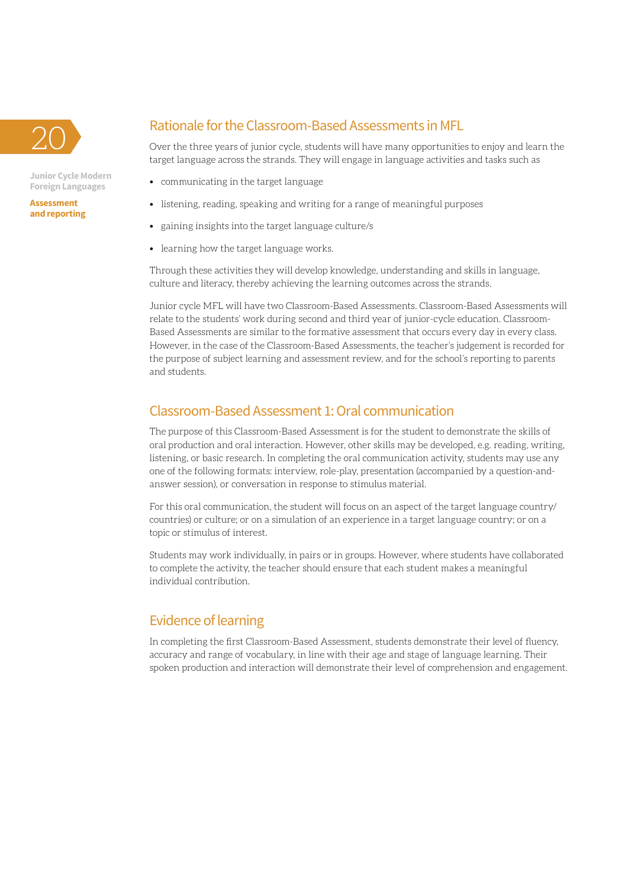## Rationale for the Classroom-Based Assessments in MFL

Over the three years of junior cycle, students will have many opportunities to enjoy and learn the target language across the strands. They will engage in language activities and tasks such as

- communicating in the target language
- listening, reading, speaking and writing for a range of meaningful purposes
- gaining insights into the target language culture/s
- learning how the target language works.

Through these activities they will develop knowledge, understanding and skills in language, culture and literacy, thereby achieving the learning outcomes across the strands.

Junior cycle MFL will have two Classroom-Based Assessments. Classroom-Based Assessments will relate to the students' work during second and third year of junior-cycle education. Classroom-Based Assessments are similar to the formative assessment that occurs every day in every class. However, in the case of the Classroom-Based Assessments, the teacher's judgement is recorded for the purpose of subject learning and assessment review, and for the school's reporting to parents and students.

## Classroom-Based Assessment 1: Oral communication

The purpose of this Classroom-Based Assessment is for the student to demonstrate the skills of oral production and oral interaction. However, other skills may be developed, e.g. reading, writing, listening, or basic research. In completing the oral communication activity, students may use any one of the following formats: interview, role-play, presentation (accompanied by a question-and-answer session), or conversation in response to stimulus material.

For this oral communication, the student will focus on an aspect of the target language country/countries) or culture; or on a simulation of an experience in a target language country; or on a topic or stimulus of interest.

Students may work individually, in pairs or in groups. However, where students have collaborated to complete the activity, the teacher should ensure that each student makes a meaningful individual contribution.

## Evidence of learning

In completing the first Classroom-Based Assessment, students demonstrate their level of fluency, accuracy and range of vocabulary, in line with their age and stage of language learning. Their spoken production and interaction will demonstrate their level of comprehension and engagement.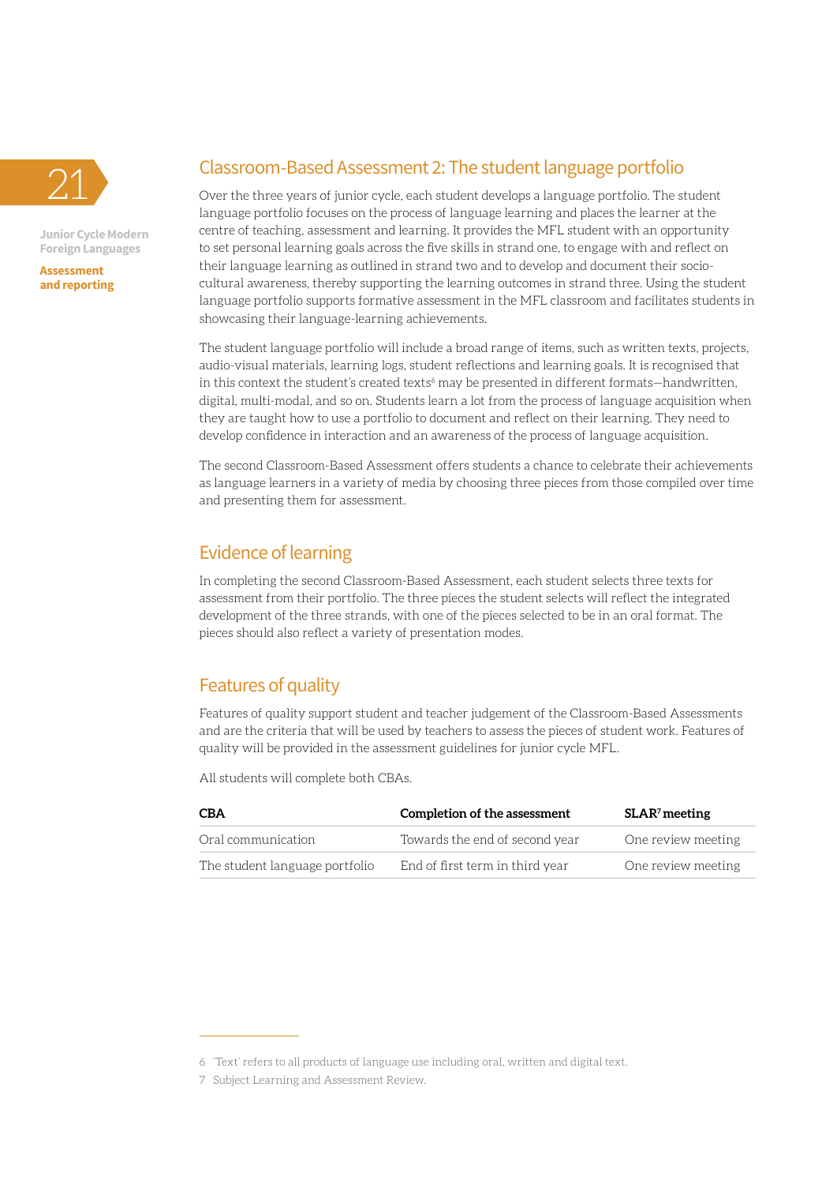## Classroom-Based Assessment 2: The student language portfolio

Over the three years of junior cycle, each student develops a language portfolio. The student language portfolio focuses on the process of language learning and places the learner at the centre of teaching, assessment and learning. It provides the MFL student with an opportunity to set personal learning goals across the five skills in strand one, to engage with and reflect on their language learning as outlined in strand two and to develop and document their socio-cultural awareness, thereby supporting the learning outcomes in strand three. Using the student language portfolio supports formative assessment in the MFL classroom and facilitates students in showcasing their language-learning achievements.

The student language portfolio will include a broad range of items, such as written texts, projects, audio-visual materials, learning logs, student reflections and learning goals. It is recognised that in this context the student's created texts[6] may be presented in different formats—handwritten, digital, multi-modal, and so on. Students learn a lot from the process of language acquisition when they are taught how to use a portfolio to document and reflect on their learning. They need to develop confidence in interaction and an awareness of the process of language acquisition.

The second Classroom-Based Assessment offers students a chance to celebrate their achievements as language learners in a variety of media by choosing three pieces from those compiled over time and presenting them for assessment.

## Evidence of learning

In completing the second Classroom-Based Assessment, each student selects three texts for assessment from their portfolio. The three pieces the student selects will reflect the integrated development of the three strands, with one of the pieces selected to be in an oral format. The pieces should also reflect a variety of presentation modes.

## Features of quality

Features of quality support student and teacher judgement of the Classroom-Based Assessments and are the criteria that will be used by teachers to assess the pieces of student work. Features of quality will be provided in the assessment guidelines for junior cycle MFL.

All students will complete both CBAs.

| CBA | Completion of the assessment | SLAR[7] meeting |
|---|---|---|
| Oral communication | Towards the end of second year | One review meeting |
| The student language portfolio | End of first term in third year | One review meeting |

---

6 'Text' refers to all products of language use including oral, written and digital text.

7 Subject Learning and Assessment Review.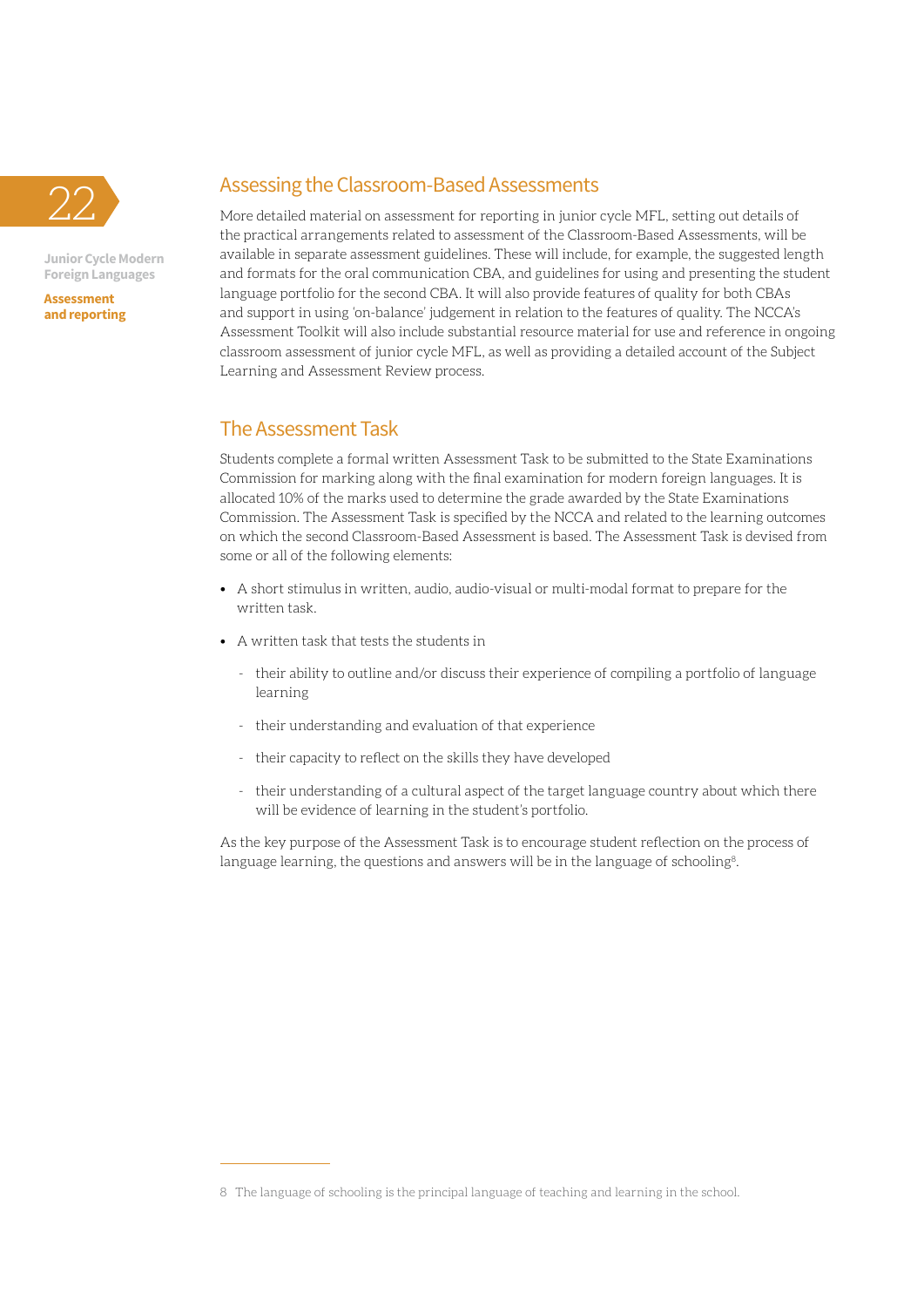## Assessing the Classroom-Based Assessments

More detailed material on assessment for reporting in junior cycle MFL, setting out details of the practical arrangements related to assessment of the Classroom-Based Assessments, will be available in separate assessment guidelines. These will include, for example, the suggested length and formats for the oral communication CBA, and guidelines for using and presenting the student language portfolio for the second CBA. It will also provide features of quality for both CBAs and support in using 'on-balance' judgement in relation to the features of quality. The NCCA's Assessment Toolkit will also include substantial resource material for use and reference in ongoing classroom assessment of junior cycle MFL, as well as providing a detailed account of the Subject Learning and Assessment Review process.

## The Assessment Task

Students complete a formal written Assessment Task to be submitted to the State Examinations Commission for marking along with the final examination for modern foreign languages. It is allocated 10% of the marks used to determine the grade awarded by the State Examinations Commission. The Assessment Task is specified by the NCCA and related to the learning outcomes on which the second Classroom-Based Assessment is based. The Assessment Task is devised from some or all of the following elements:

- A short stimulus in written, audio, audio-visual or multi-modal format to prepare for the written task.
- A written task that tests the students in
  - their ability to outline and/or discuss their experience of compiling a portfolio of language learning
  - their understanding and evaluation of that experience
  - their capacity to reflect on the skills they have developed
  - their understanding of a cultural aspect of the target language country about which there will be evidence of learning in the student's portfolio.

As the key purpose of the Assessment Task is to encourage student reflection on the process of language learning, the questions and answers will be in the language of schooling[8].

---

8 The language of schooling is the principal language of teaching and learning in the school.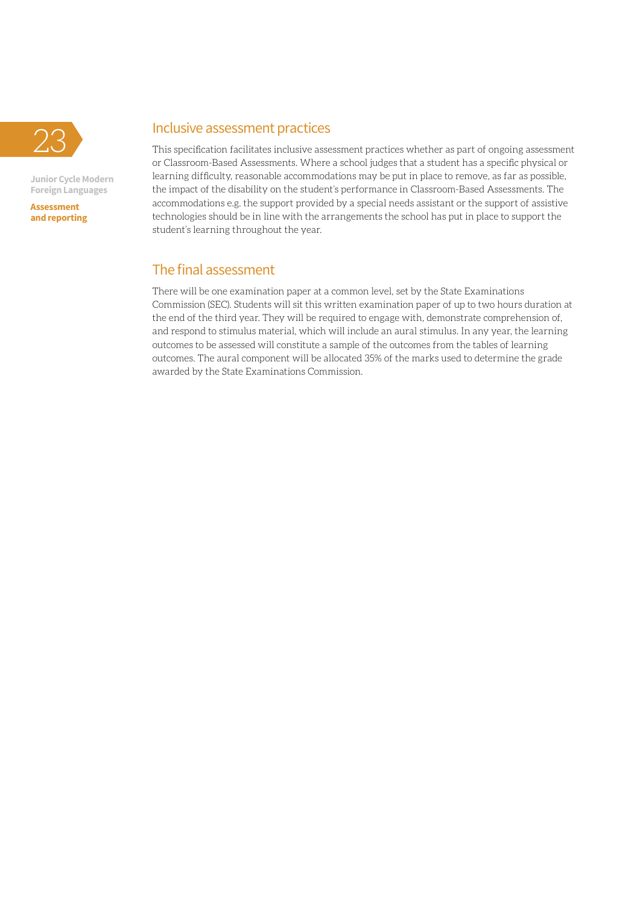## Inclusive assessment practices

This specification facilitates inclusive assessment practices whether as part of ongoing assessment or Classroom-Based Assessments. Where a school judges that a student has a specific physical or learning difficulty, reasonable accommodations may be put in place to remove, as far as possible, the impact of the disability on the student's performance in Classroom-Based Assessments. The accommodations e.g. the support provided by a special needs assistant or the support of assistive technologies should be in line with the arrangements the school has put in place to support the student's learning throughout the year.

## The final assessment

There will be one examination paper at a common level, set by the State Examinations Commission (SEC). Students will sit this written examination paper of up to two hours duration at the end of the third year. They will be required to engage with, demonstrate comprehension of, and respond to stimulus material, which will include an aural stimulus. In any year, the learning outcomes to be assessed will constitute a sample of the outcomes from the tables of learning outcomes. The aural component will be allocated 35% of the marks used to determine the grade awarded by the State Examinations Commission.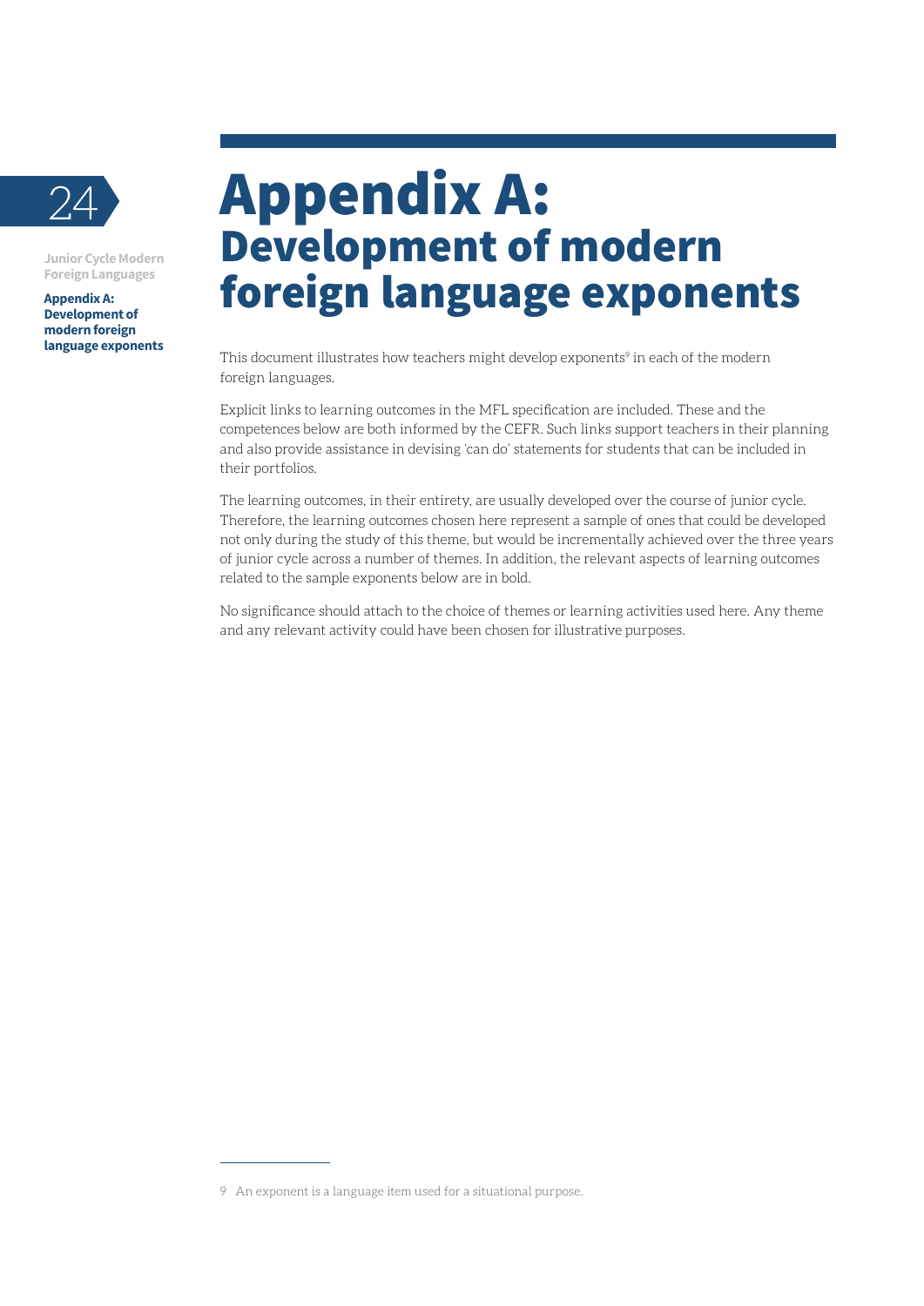# Appendix A: Development of modern foreign language exponents

This document illustrates how teachers might develop exponents[9] in each of the modern foreign languages.

Explicit links to learning outcomes in the MFL specification are included. These and the competences below are both informed by the CEFR. Such links support teachers in their planning and also provide assistance in devising 'can do' statements for students that can be included in their portfolios.

The learning outcomes, in their entirety, are usually developed over the course of junior cycle. Therefore, the learning outcomes chosen here represent a sample of ones that could be developed not only during the study of this theme, but would be incrementally achieved over the three years of junior cycle across a number of themes. In addition, the relevant aspects of learning outcomes related to the sample exponents below are in bold.

No significance should attach to the choice of themes or learning activities used here. Any theme and any relevant activity could have been chosen for illustrative purposes.

9 An exponent is a language item used for a situational purpose.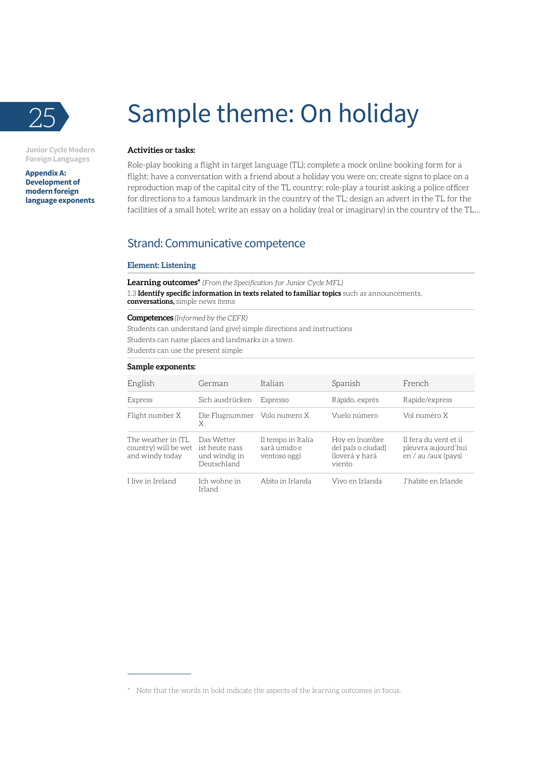# Sample theme: On holiday

**Activities or tasks:**

Role-play booking a flight in target language (TL); complete a mock online booking form for a flight; have a conversation with a friend about a holiday you were on; create signs to place on a reproduction map of the capital city of the TL country; role-play a tourist asking a police officer for directions to a famous landmark in the country of the TL; design an advert in the TL for the facilities of a small hotel; write an essay on a holiday (real or imaginary) in the country of the TL...

## Strand: Communicative competence

### Element: Listening

**Learning outcomes*** *(From the Specification for Junior Cycle MFL)*

1.3 **Identify specific information in texts related to familiar topics** such as announcements, **conversations,** simple news items

**Competences** *(Informed by the CEFR)*

Students can understand (and give) simple directions and instructions

Students can name places and landmarks in a town

Students can use the present simple

**Sample exponents:**

| English | German | Italian | Spanish | French |
|---|---|---|---|---|
| Express | Sich ausdrücken | Espresso | Rápido, exprés | Rapide/express |
| Flight number X | Die Flugnummer X | Volo numero X | Vuelo número | Vol numéro X |
| The weather in (TL country) will be wet and windy today | Das Wetter ist heute nass und windig in Deutschland | Il tempo in Italia sarà umido e ventoso oggi | Hoy en (nombre del país o ciudad) lloverá y hará viento | Il fera du vent et il pleuvra aujourd'hui en / au /aux (pays) |
| I live in Ireland | Ich wohne in Irland | Abito in Irlanda | Vivo en Irlanda | J'habite en Irlande |

\* Note that the words in bold indicate the aspects of the learning outcomes in focus.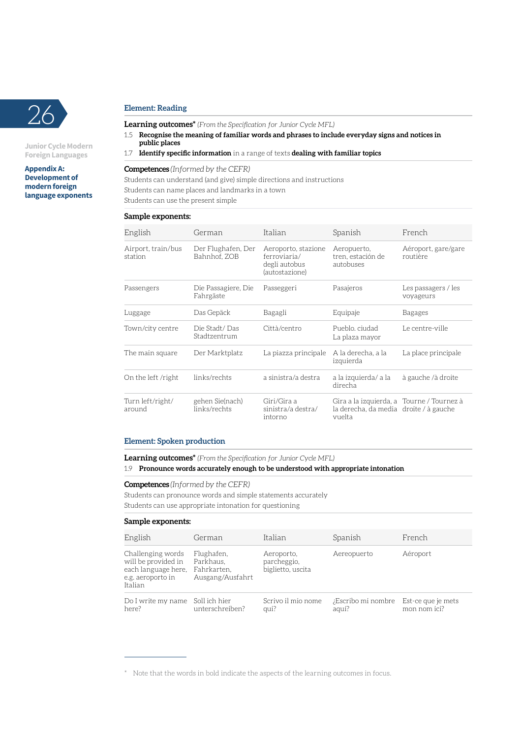### Element: Reading

**Learning outcomes*** *(From the Specification for Junior Cycle MFL)*

1.5 **Recognise the meaning of familiar words and phrases to include everyday signs and notices in public places**

1.7 **Identify specific information** in a range of texts **dealing with familiar topics**

**Competences** *(Informed by the CEFR)*

Students can understand (and give) simple directions and instructions
Students can name places and landmarks in a town
Students can use the present simple

**Sample exponents:**

| English | German | Italian | Spanish | French |
|---|---|---|---|---|
| Airport, train/bus station | Der Flughafen, Der Bahnhof, ZOB | Aeroporto, stazione ferroviaria/ degli autobus (autostazione) | Aeropuerto, tren, estación de autobuses | Aéroport, gare/gare routière |
| Passengers | Die Passagiere, Die Fahrgäste | Passeggeri | Pasajeros | Les passagers / les voyageurs |
| Luggage | Das Gepäck | Bagagli | Equipaje | Bagages |
| Town/city centre | Die Stadt/ Das Stadtzentrum | Città/centro | Pueblo. ciudad La plaza mayor | Le centre-ville |
| The main square | Der Marktplatz | La piazza principale | A la derecha, a la izquierda | La place principale |
| On the left /right | links/rechts | a sinistra/a destra | a la izquierda/ a la direcha | à gauche /à droite |
| Turn left/right/ around | gehen Sie(nach) links/rechts | Giri/Gira a sinistra/a destra/ intorno | Gira a la izquierda, a la derecha, da media vuelta | Tourne / Tournez à droite / à gauche |

### Element: Spoken production

**Learning outcomes*** *(From the Specification for Junior Cycle MFL)*

1.9 **Pronounce words accurately enough to be understood with appropriate intonation**

**Competences** *(Informed by the CEFR)*

Students can pronounce words and simple statements accurately
Students can use appropriate intonation for questioning

**Sample exponents:**

| English | German | Italian | Spanish | French |
|---|---|---|---|---|
| Challenging words will be provided in each language here, e.g. aeroporto in Italian | Flughafen, Parkhaus, Fahrkarten, Ausgang/Ausfahrt | Aeroporto, parcheggio, biglietto, uscita | Aereopuerto | Aéroport |
| Do I write my name here? | Soll ich hier unterschreiben? | Scrivo il mio nome qui? | ¿Escribo mi nombre aquí? | Est-ce que je mets mon nom ici? |

\* Note that the words in bold indicate the aspects of the learning outcomes in focus.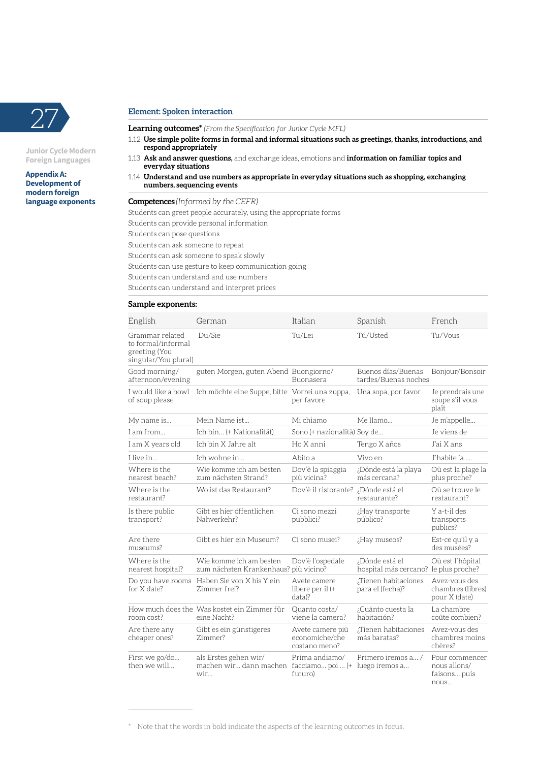## Element: Spoken interaction

**Learning outcomes*** *(From the Specification for Junior Cycle MFL)*

1.12 **Use simple polite forms in formal and informal situations such as greetings, thanks, introductions, and respond appropriately**

1.13 **Ask and answer questions,** and exchange ideas, emotions and **information on familiar topics and everyday situations**

1.14 **Understand and use numbers as appropriate in everyday situations such as shopping, exchanging numbers, sequencing events**

**Competences** *(Informed by the CEFR)*

Students can greet people accurately, using the appropriate forms
Students can provide personal information
Students can pose questions
Students can ask someone to repeat
Students can ask someone to speak slowly
Students can use gesture to keep communication going
Students can understand and use numbers
Students can understand and interpret prices

**Sample exponents:**

| English | German | Italian | Spanish | French |
|---|---|---|---|---|
| Grammar related to formal/informal greeting (You singular/You plural) | Du/Sie | Tu/Lei | Tú/Usted | Tu/Vous |
| Good morning/afternoon/evening | guten Morgen, guten Abend | Buongiorno/Buonasera | Buenos días/Buenas tardes/Buenas noches | Bonjour/Bonsoir |
| I would like a bowl of soup please | Ich möchte eine Suppe, bitte | Vorrei una zuppa, per favore | Una sopa, por favor | Je prendrais une soupe s'il vous plaît |
| My name is... | Mein Name ist... | Mi chiamo | Me llamo... | Je m'appelle... |
| I am from... | Ich bin... (+ Nationalität) | Sono (+ nazionalità) | Soy de... | Je viens de |
| I am X years old | Ich bin X Jahre alt | Ho X anni | Tengo X años | J'ai X ans |
| I live in... | Ich wohne in... | Abito a | Vivo en | J'habite `a .... |
| Where is the nearest beach? | Wie komme ich am besten zum nächsten Strand? | Dov'è la spiaggia più vicina? | ¿Dónde está la playa más cercana? | Où est la plage la plus proche? |
| Where is the restaurant? | Wo ist das Restaurant? | Dov'è il ristorante? | ¿Dónde está el restaurante? | Où se trouve le restaurant? |
| Is there public transport? | Gibt es hier öffentlichen Nahverkehr? | Ci sono mezzi pubblici? | ¿Hay transporte público? | Y a-t-il des transports publics? |
| Are there museums? | Gibt es hier ein Museum? | Ci sono musei? | ¿Hay museos? | Est-ce qu'il y a des musées? |
| Where is the nearest hospital? | Wie komme ich am besten zum nächsten Krankenhaus? | Dov'è l'ospedale più vicino? | ¿Dónde está el hospital más cercano? | Où est l'hôpital le plus proche? |
| Do you have rooms for X date? | Haben Sie von X bis Y ein Zimmer frei? | Avete camere libere per il (+ data)? | ¿Tienen habitaciones para el (fecha)? | Avez-vous des chambres (libres) pour X (date) |
| How much does the room cost? | Was kostet ein Zimmer für eine Nacht? | Quanto costa/viene la camera? | ¿Cuánto cuesta la habitación? | La chambre coûte combien? |
| Are there any cheaper ones? | Gibt es ein günstigeres Zimmer? | Avete camere più economiche/che costano meno? | ¿Tienen habitaciones más baratas? | Avez-vous des chambres moins chères? |
| First we go/do... then we will... | als Erstes gehen wir/machen wir... dann machen wir... | Prima andiamo/facciamo... poi ... (+ futuro) | Primero iremos a... / luego iremos a... | Pour commencer nous allons/faisons... puis nous... |

\* Note that the words in bold indicate the aspects of the learning outcomes in focus.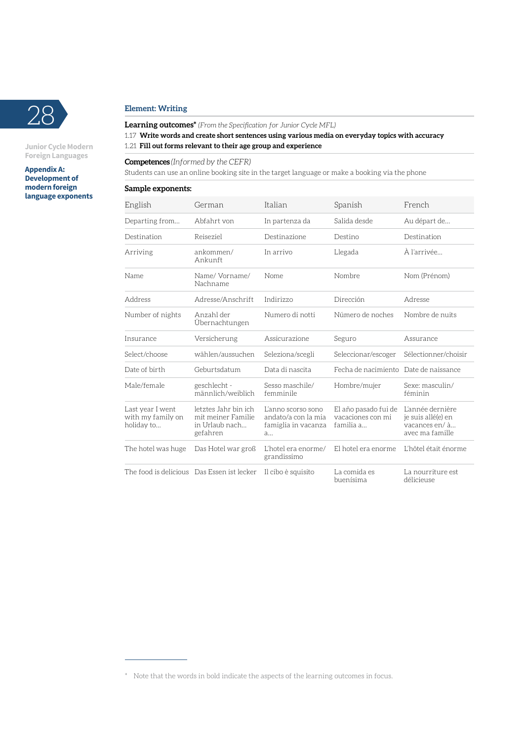## Element: Writing

**Learning outcomes*** *(From the Specification for Junior Cycle MFL)*

1.17 **Write words and create short sentences using various media on everyday topics with accuracy**

1.21 **Fill out forms relevant to their age group and experience**

**Competences** *(Informed by the CEFR)*

Students can use an online booking site in the target language or make a booking via the phone

**Sample exponents:**

| English | German | Italian | Spanish | French |
|---|---|---|---|---|
| Departing from… | Abfahrt von | In partenza da | Salida desde | Au départ de… |
| Destination | Reiseziel | Destinazione | Destino | Destination |
| Arriving | ankommen/ Ankunft | In arrivo | Llegada | À l'arrivée… |
| Name | Name/ Vorname/ Nachname | Nome | Nombre | Nom (Prénom) |
| Address | Adresse/Anschrift | Indirizzo | Dirección | Adresse |
| Number of nights | Anzahl der Übernachtungen | Numero di notti | Número de noches | Nombre de nuits |
| Insurance | Versicherung | Assicurazione | Seguro | Assurance |
| Select/choose | wählen/aussuchen | Seleziona/scegli | Seleccionar/escoger | Sélectionner/choisir |
| Date of birth | Geburtsdatum | Data di nascita | Fecha de nacimiento | Date de naissance |
| Male/female | geschlecht - männlich/weiblich | Sesso maschile/ femminile | Hombre/mujer | Sexe: masculin/ féminin |
| Last year I went with my family on holiday to… | letztes Jahr bin ich mit meiner Familie in Urlaub nach… gefahren | L'anno scorso sono andato/a con la mia famiglia in vacanza a… | El año pasado fui de vacaciones con mi familia a… | L'année dernière je suis allé(e) en vacances en/ à… avec ma famille |
| The hotel was huge | Das Hotel war groß | L'hotel era enorme/ grandissimo | El hotel era enorme | L'hôtel était énorme |
| The food is delicious | Das Essen ist lecker | Il cibo è squisito | La comida es buenísima | La nourriture est délicieuse |

\* Note that the words in bold indicate the aspects of the learning outcomes in focus.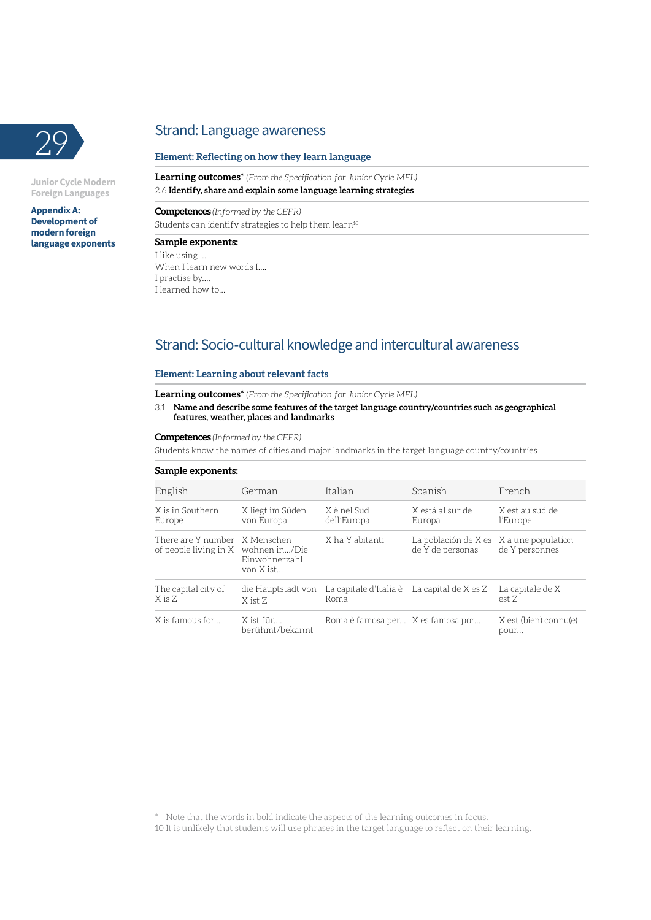## Strand: Language awareness

### Element: Reflecting on how they learn language

**Learning outcomes*** *(From the Specification for Junior Cycle MFL)*

2.6 **Identify, share and explain some language learning strategies**

**Competences** *(Informed by the CEFR)*

Students can identify strategies to help them learn[10]

**Sample exponents:**

I like using .....
When I learn new words I....
I practise by....
I learned how to...

## Strand: Socio-cultural knowledge and intercultural awareness

### Element: Learning about relevant facts

**Learning outcomes*** *(From the Specification for Junior Cycle MFL)*

3.1 **Name and describe some features of the target language country/countries such as geographical features, weather, places and landmarks**

**Competences** *(Informed by the CEFR)*

Students know the names of cities and major landmarks in the target language country/countries

**Sample exponents:**

| English | German | Italian | Spanish | French |
|---|---|---|---|---|
| X is in Southern Europe | X liegt im Süden von Europa | X è nel Sud dell'Europa | X está al sur de Europa | X est au sud de l'Europe |
| There are Y number of people living in X | X Menschen wohnen in.../Die Einwohnerzahl von X ist... | X ha Y abitanti | La población de X es de Y de personas | X a une population de Y personnes |
| The capital city of X is Z | die Hauptstadt von X ist Z | La capitale d'Italia è Roma | La capital de X es Z | La capitale de X est Z |
| X is famous for... | X ist für.... berühmt/bekannt | Roma è famosa per... | X es famosa por... | X est (bien) connu(e) pour... |

---

* Note that the words in bold indicate the aspects of the learning outcomes in focus.
10 It is unlikely that students will use phrases in the target language to reflect on their learning.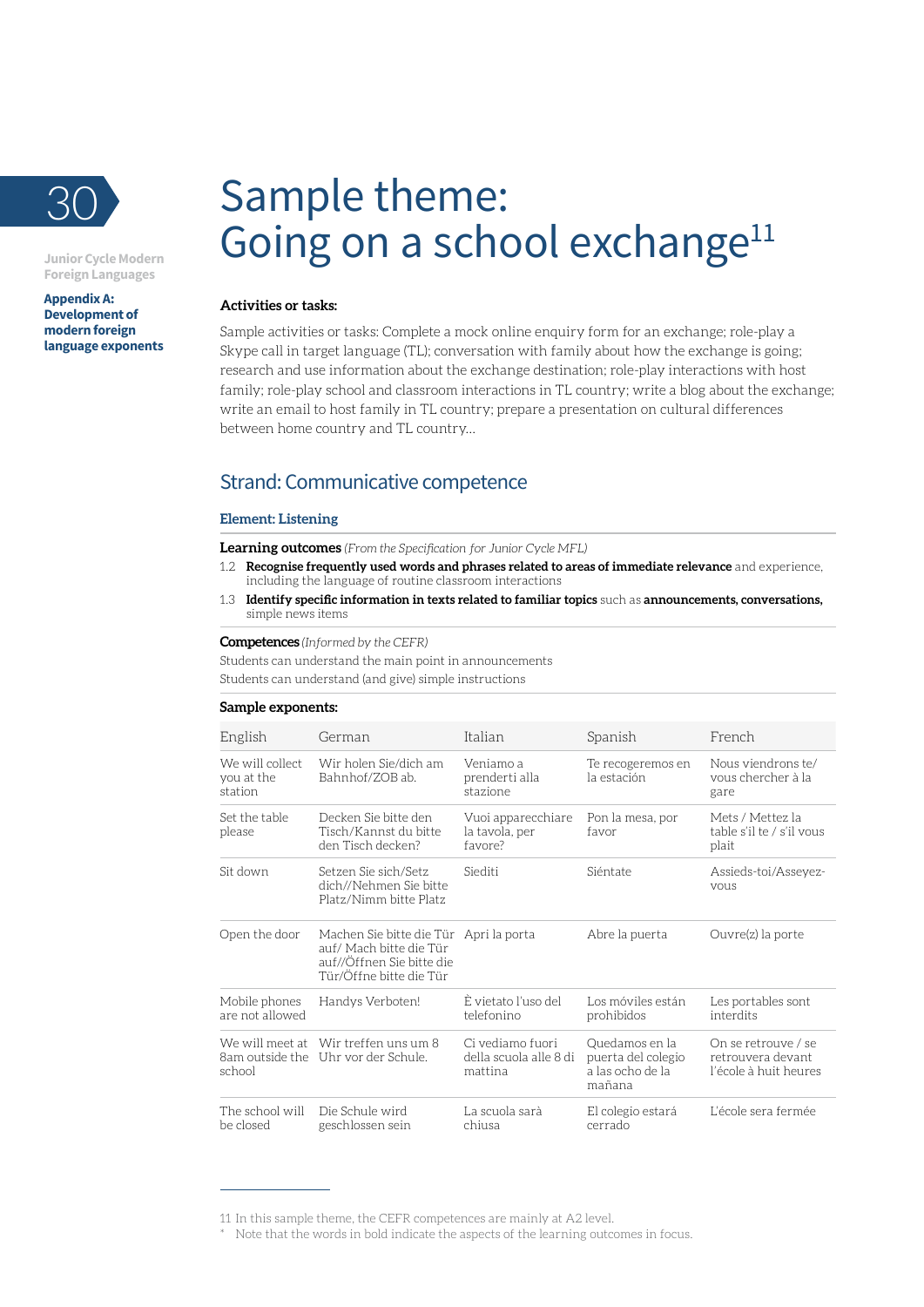Junior Cycle Modern Foreign Languages

**Appendix A: Development of modern foreign language exponents**

# Sample theme: Going on a school exchange[11]

**Activities or tasks:**

Sample activities or tasks: Complete a mock online enquiry form for an exchange; role-play a Skype call in target language (TL); conversation with family about how the exchange is going; research and use information about the exchange destination; role-play interactions with host family; role-play school and classroom interactions in TL country; write a blog about the exchange; write an email to host family in TL country; prepare a presentation on cultural differences between home country and TL country...

## Strand: Communicative competence

### Element: Listening

**Learning outcomes** *(From the Specification for Junior Cycle MFL)*

1.2 **Recognise frequently used words and phrases related to areas of immediate relevance** and experience, including the language of routine classroom interactions

1.3 **Identify specific information in texts related to familiar topics** such as **announcements, conversations,** simple news items

**Competences** *(Informed by the CEFR)*

Students can understand the main point in announcements
Students can understand (and give) simple instructions

**Sample exponents:**

| English | German | Italian | Spanish | French |
|---|---|---|---|---|
| We will collect you at the station | Wir holen Sie/dich am Bahnhof/ZOB ab. | Veniamo a prenderti alla stazione | Te recogeremos en la estación | Nous viendrons te/ vous chercher à la gare |
| Set the table please | Decken Sie bitte den Tisch/Kannst du bitte den Tisch decken? | Vuoi apparecchiare la tavola, per favore? | Pon la mesa, por favor | Mets / Mettez la table s'il te / s'il vous plait |
| Sit down | Setzen Sie sich/Setz dich//Nehmen Sie bitte Platz/Nimm bitte Platz | Siediti | Siéntate | Assieds-toi/Asseyez-vous |
| Open the door | Machen Sie bitte die Tür auf/ Mach bitte die Tür auf//Öffnen Sie bitte die Tür/Öffne bitte die Tür | Apri la porta | Abre la puerta | Ouvre(z) la porte |
| Mobile phones are not allowed | Handys Verboten! | È vietato l'uso del telefonino | Los móviles están prohibidos | Les portables sont interdits |
| We will meet at 8am outside the school | Wir treffen uns um 8 Uhr vor der Schule. | Ci vediamo fuori della scuola alle 8 di mattina | Quedamos en la puerta del colegio a las ocho de la mañana | On se retrouve / se retrouvera devant l'école à huit heures |
| The school will be closed | Die Schule wird geschlossen sein | La scuola sarà chiusa | El colegio estará cerrado | L'école sera fermée |

11 In this sample theme, the CEFR competences are mainly at A2 level.

\* Note that the words in bold indicate the aspects of the learning outcomes in focus.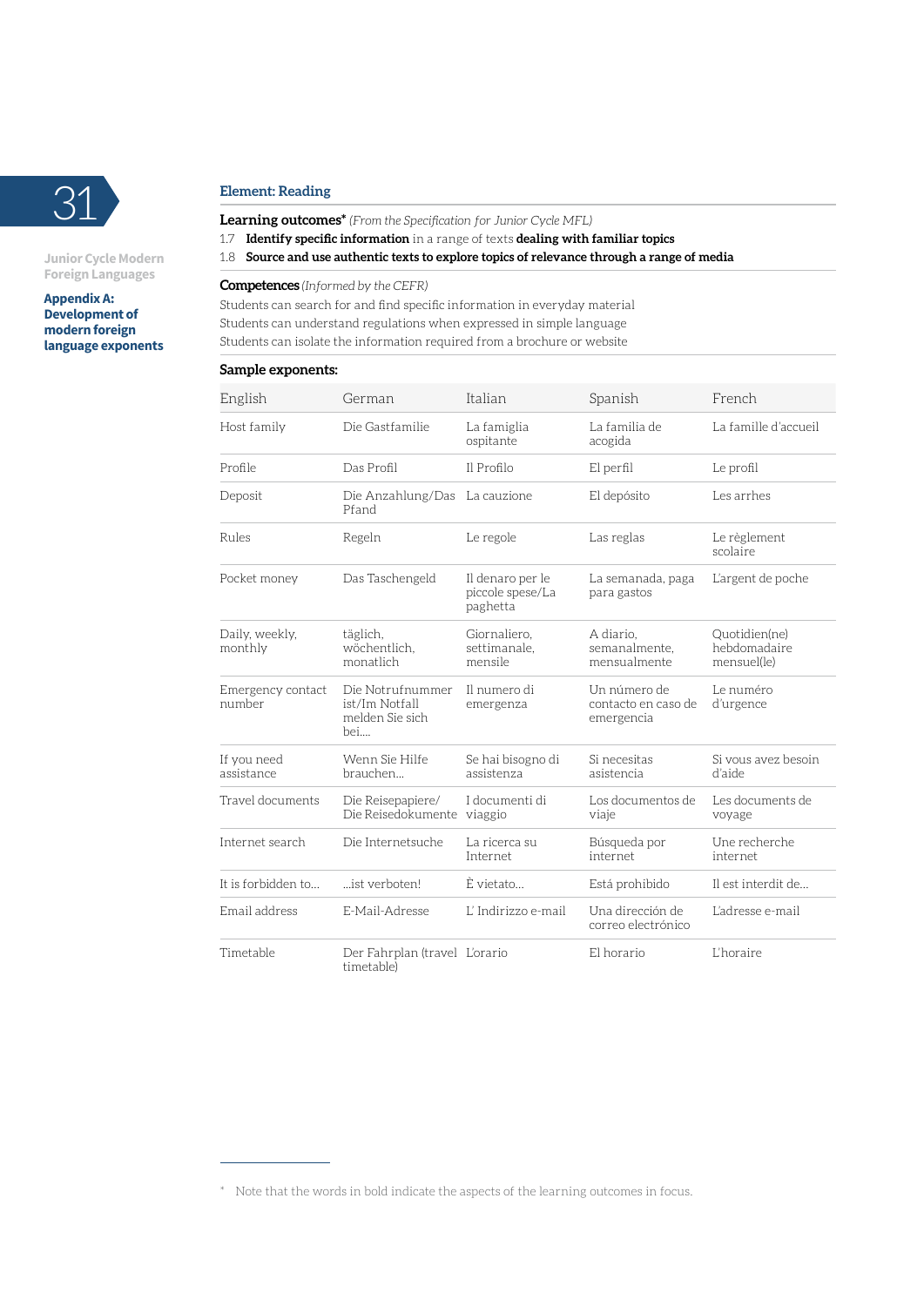## Element: Reading

**Learning outcomes*** *(From the Specification for Junior Cycle MFL)*

1.7 **Identify specific information** in a range of texts **dealing with familiar topics**

1.8 **Source and use authentic texts to explore topics of relevance through a range of media**

**Competences** *(Informed by the CEFR)*

Students can search for and find specific information in everyday material

Students can understand regulations when expressed in simple language

Students can isolate the information required from a brochure or website

**Sample exponents:**

| English | German | Italian | Spanish | French |
|---|---|---|---|---|
| Host family | Die Gastfamilie | La famiglia ospitante | La familia de acogida | La famille d'accueil |
| Profile | Das Profil | Il Profilo | El perfil | Le profil |
| Deposit | Die Anzahlung/Das Pfand | La cauzione | El depósito | Les arrhes |
| Rules | Regeln | Le regole | Las reglas | Le règlement scolaire |
| Pocket money | Das Taschengeld | Il denaro per le piccole spese/La paghetta | La semanada, paga para gastos | L'argent de poche |
| Daily, weekly, monthly | täglich, wöchentlich, monatlich | Giornaliero, settimanale, mensile | A diario, semanalmente, mensualmente | Quotidien(ne) hebdomadaire mensuel(le) |
| Emergency contact number | Die Notrufnummer ist/Im Notfall melden Sie sich bei.... | Il numero di emergenza | Un número de contacto en caso de emergencia | Le numéro d'urgence |
| If you need assistance | Wenn Sie Hilfe brauchen... | Se hai bisogno di assistenza | Si necesitas asistencia | Si vous avez besoin d'aide |
| Travel documents | Die Reisepapiere/ Die Reisedokumente | I documenti di viaggio | Los documentos de viaje | Les documents de voyage |
| Internet search | Die Internetsuche | La ricerca su Internet | Búsqueda por internet | Une recherche internet |
| It is forbidden to... | ...ist verboten! | È vietato... | Está prohibido | Il est interdit de... |
| Email address | E-Mail-Adresse | L' Indirizzo e-mail | Una dirección de correo electrónico | L'adresse e-mail |
| Timetable | Der Fahrplan (travel timetable) | L'orario | El horario | L'horaire |

* Note that the words in bold indicate the aspects of the learning outcomes in focus.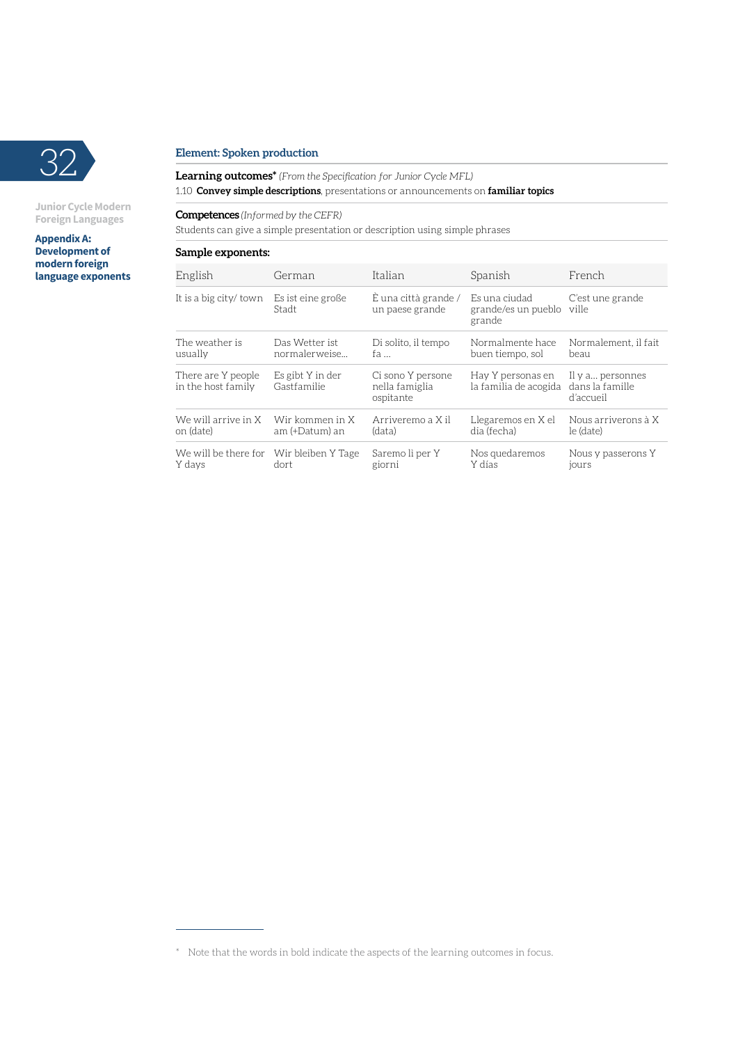## Element: Spoken production

**Learning outcomes*** *(From the Specification for Junior Cycle MFL)*

1.10 **Convey simple descriptions**, presentations or announcements on **familiar topics**

**Competences** *(Informed by the CEFR)*

Students can give a simple presentation or description using simple phrases

**Sample exponents:**

| English | German | Italian | Spanish | French |
|---|---|---|---|---|
| It is a big city/ town | Es ist eine große Stadt | È una città grande / un paese grande | Es una ciudad grande/es un pueblo grande | C'est une grande ville |
| The weather is usually | Das Wetter ist normalerweise... | Di solito, il tempo fa ... | Normalmente hace buen tiempo, sol | Normalement, il fait beau |
| There are Y people in the host family | Es gibt Y in der Gastfamilie | Ci sono Y persone nella famiglia ospitante | Hay Y personas en la familia de acogida | Il y a... personnes dans la famille d'accueil |
| We will arrive in X on (date) | Wir kommen in X am (+Datum) an | Arriveremo a X il (data) | Llegaremos en X el dia (fecha) | Nous arriverons à X le (date) |
| We will be there for Y days | Wir bleiben Y Tage dort | Saremo li per Y giorni | Nos quedaremos Y días | Nous y passerons Y jours |

\* Note that the words in bold indicate the aspects of the learning outcomes in focus.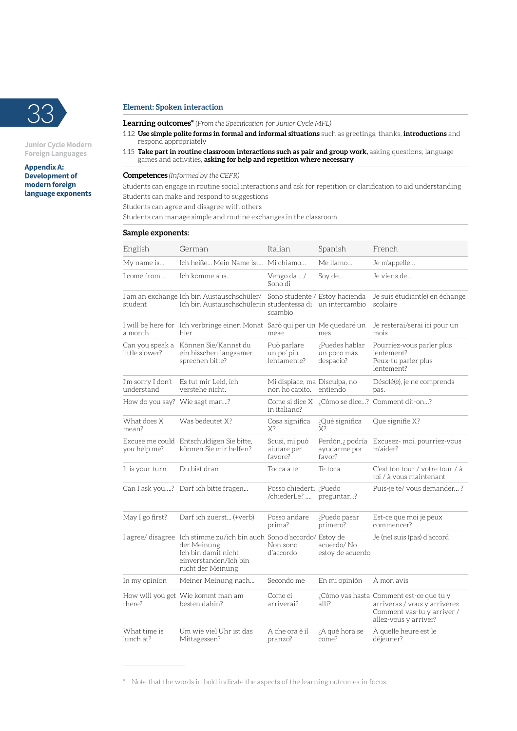## Element: Spoken interaction

**Learning outcomes*** *(From the Specification for Junior Cycle MFL)*

1.12 **Use simple polite forms in formal and informal situations** such as greetings, thanks, **introductions** and respond appropriately

1.15 **Take part in routine classroom interactions such as pair and group work,** asking questions, language games and activities, **asking for help and repetition where necessary**

**Competences** *(Informed by the CEFR)*

Students can engage in routine social interactions and ask for repetition or clarification to aid understanding

Students can make and respond to suggestions

Students can agree and disagree with others

Students can manage simple and routine exchanges in the classroom

**Sample exponents:**

| English | German | Italian | Spanish | French |
|---|---|---|---|---|
| My name is… | Ich heiße… Mein Name ist… | Mi chiamo… | Me llamo… | Je m'appelle… |
| I come from… | Ich komme aus… | Vengo da …/ Sono di | Soy de… | Je viens de… |
| I am an exchange student | Ich bin Austauschschüler/ Ich bin Austauschschülerin | Sono studente / studentessa di scambio | Estoy hacienda un intercambio | Je suis étudiant(e) en échange scolaire |
| I will be here for a month | Ich verbringe einen Monat hier | Sarò qui per un mese | Me quedaré un mes | Je resterai/serai ici pour un mois |
| Can you speak a little slower? | Können Sie/Kannst du ein bisschen langsamer sprechen bitte? | Può parlare un po' più lentamente? | ¿Puedes hablar un poco más despacio? | Pourriez-vous parler plus lentement? Peux-tu parler plus lentement? |
| I'm sorry I don't understand | Es tut mir Leid, ich verstehe nicht. | Mi dispiace, ma non ho capito. | Disculpa, no entiendo | Désolé(e), je ne comprends pas. |
| How do you say? | Wie sagt man…? | Come si dice X in italiano? | ¿Cómo se dice…? | Comment dit-on…? |
| What does X mean? | Was bedeutet X? | Cosa significa X? | ¿Qué significa X? | Que signifie X? |
| Excuse me could you help me? | Entschuldigen Sie bitte, können Sie mir helfen? | Scusi, mi può aiutare per favore? | Perdón,¿ podría ayudarme por favor? | Excusez- moi, pourriez-vous m'aider? |
| It is your turn | Du bist dran | Tocca a te. | Te toca | C'est ton tour / votre tour / à toi / à vous maintenant |
| Can I ask you….? | Darf ich bitte fragen… | Posso chiederti /chiederLe? …. | ¿Puedo preguntar…? | Puis-je te/ vous demander… ? |
| May I go first? | Darf ich zuerst… (+verb) | Posso andare prima? | ¿Puedo pasar primero? | Est-ce que moi je peux commencer? |
| I agree/ disagree | Ich stimme zu/ich bin auch der Meinung Ich bin damit nicht einverstanden/Ich bin nicht der Meinung | Sono d'accordo/ Non sono d'accordo | Estoy de acuerdo/ No estoy de acuerdo | Je (ne) suis (pas) d'accord |
| In my opinion | Meiner Meinung nach… | Secondo me | En mi opinión | À mon avis |
| How will you get there? | Wie kommt man am besten dahin? | Come ci arriverai? | ¿Cómo vas hasta allí? | Comment est-ce que tu y arriveras / vous y arriverez Comment vas-tu y arriver / allez-vous y arriver? |
| What time is lunch at? | Um wie viel Uhr ist das Mittagessen? | A che ora è il pranzo? | ¿A qué hora se come? | À quelle heure est le déjeuner? |

* Note that the words in bold indicate the aspects of the learning outcomes in focus.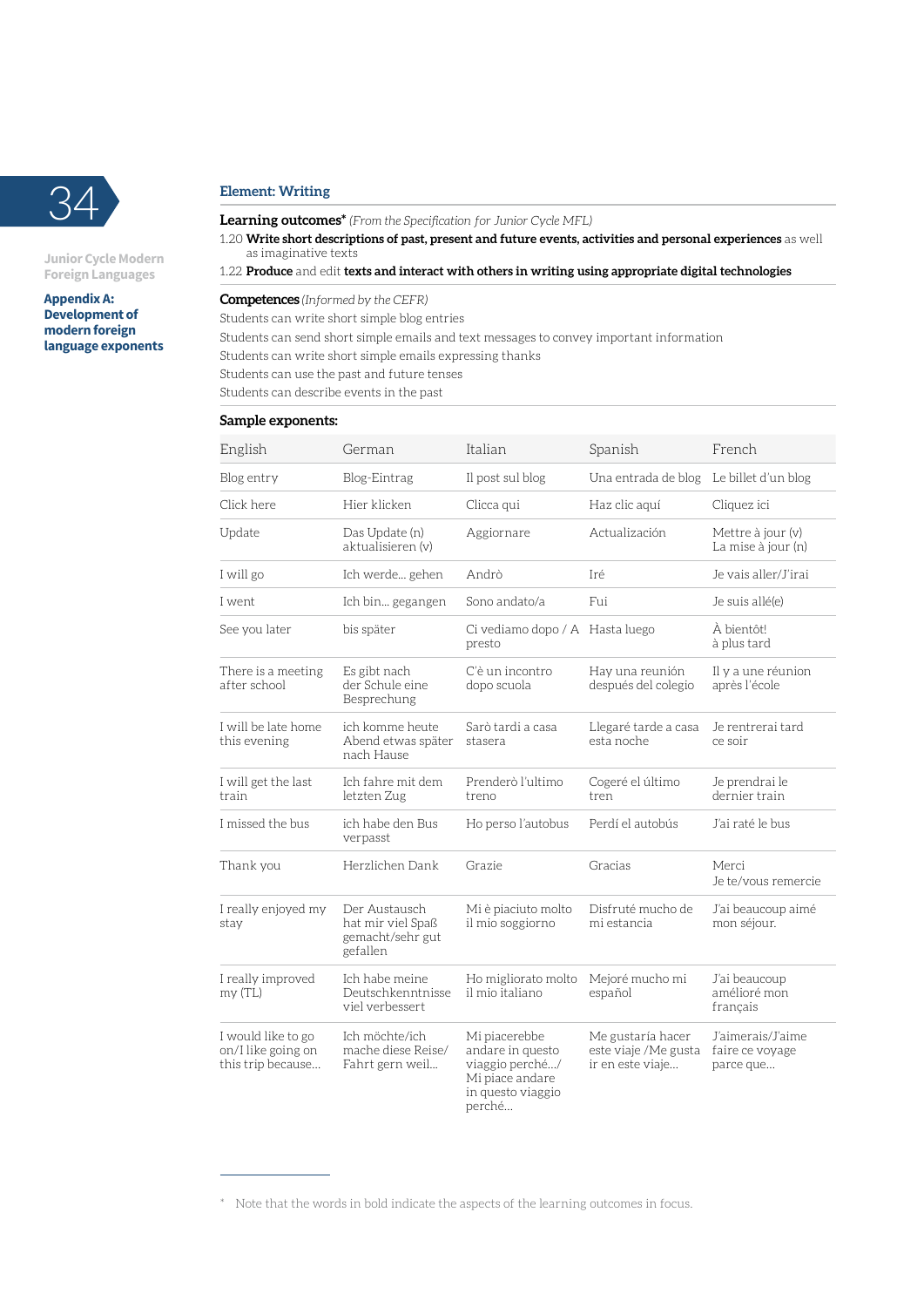## Element: Writing

**Learning outcomes*** *(From the Specification for Junior Cycle MFL)*

1.20 **Write short descriptions of past, present and future events, activities and personal experiences** as well as imaginative texts

1.22 **Produce** and edit **texts and interact with others in writing using appropriate digital technologies**

**Competences** *(Informed by the CEFR)*

Students can write short simple blog entries

Students can send short simple emails and text messages to convey important information

Students can write short simple emails expressing thanks

Students can use the past and future tenses

Students can describe events in the past

**Sample exponents:**

| English | German | Italian | Spanish | French |
|---|---|---|---|---|
| Blog entry | Blog-Eintrag | Il post sul blog | Una entrada de blog | Le billet d'un blog |
| Click here | Hier klicken | Clicca qui | Haz clic aquí | Cliquez ici |
| Update | Das Update (n) aktualisieren (v) | Aggiornare | Actualización | Mettre à jour (v) La mise à jour (n) |
| I will go | Ich werde... gehen | Andrò | Iré | Je vais aller/J'irai |
| I went | Ich bin... gegangen | Sono andato/a | Fui | Je suis allé(e) |
| See you later | bis später | Ci vediamo dopo / A presto | Hasta luego | À bientôt! à plus tard |
| There is a meeting after school | Es gibt nach der Schule eine Besprechung | C'è un incontro dopo scuola | Hay una reunión después del colegio | Il y a une réunion après l'école |
| I will be late home this evening | ich komme heute Abend etwas später nach Hause | Sarò tardi a casa stasera | Llegaré tarde a casa esta noche | Je rentrerai tard ce soir |
| I will get the last train | Ich fahre mit dem letzten Zug | Prenderò l'ultimo treno | Cogeré el último tren | Je prendrai le dernier train |
| I missed the bus | ich habe den Bus verpasst | Ho perso l'autobus | Perdí el autobús | J'ai raté le bus |
| Thank you | Herzlichen Dank | Grazie | Gracias | Merci Je te/vous remercie |
| I really enjoyed my stay | Der Austausch hat mir viel Spaß gemacht/sehr gut gefallen | Mi è piaciuto molto il mio soggiorno | Disfruté mucho de mi estancia | J'ai beaucoup aimé mon séjour. |
| I really improved my (TL) | Ich habe meine Deutschkenntnisse viel verbessert | Ho migliorato molto il mio italiano | Mejoré mucho mi español | J'ai beaucoup amélioré mon français |
| I would like to go on/I like going on this trip because... | Ich möchte/ich mache diese Reise/ Fahrt gern weil... | Mi piacerebbe andare in questo viaggio perché.../ Mi piace andare in questo viaggio perché... | Me gustaría hacer este viaje /Me gusta ir en este viaje... | J'aimerais/J'aime faire ce voyage parce que... |

* Note that the words in bold indicate the aspects of the learning outcomes in focus.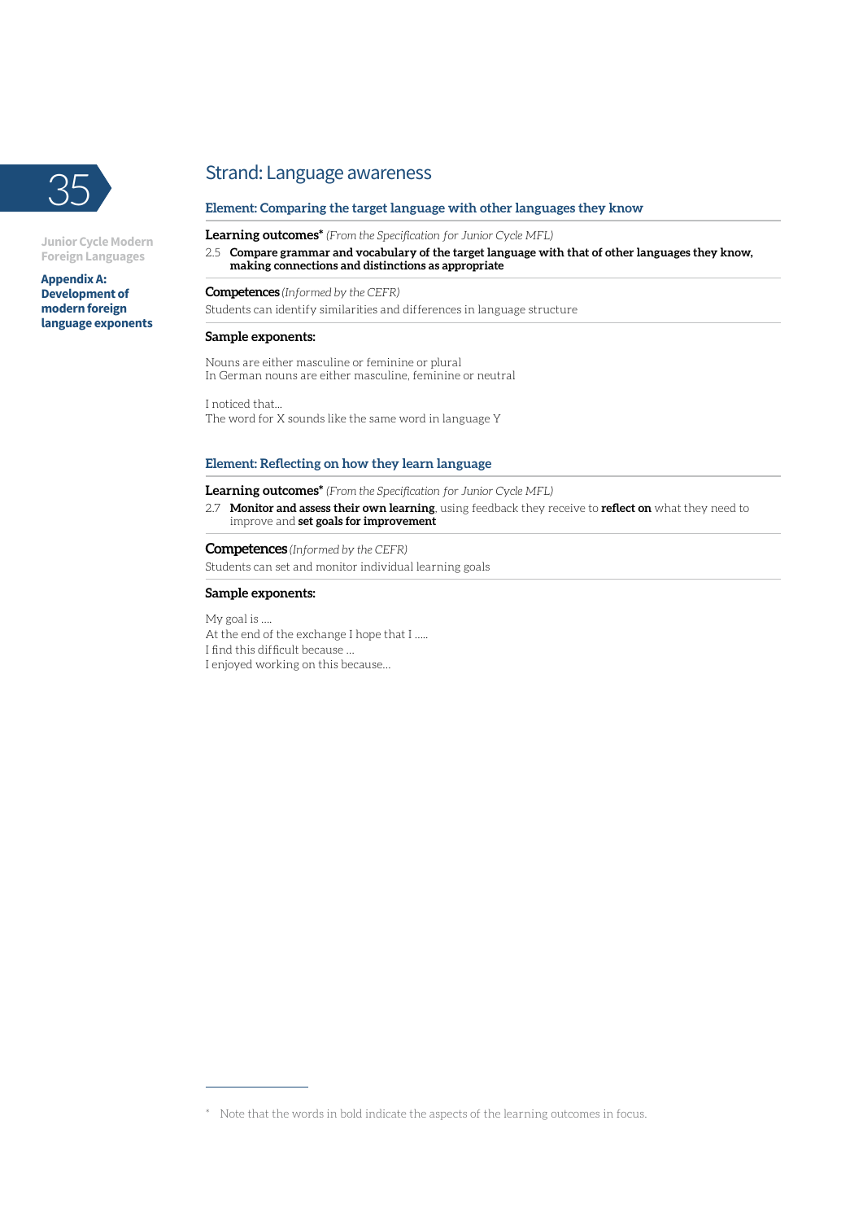## Strand: Language awareness

### Element: Comparing the target language with other languages they know

**Learning outcomes*** *(From the Specification for Junior Cycle MFL)*

2.5 **Compare grammar and vocabulary of the target language with that of other languages they know, making connections and distinctions as appropriate**

**Competences** *(Informed by the CEFR)*

Students can identify similarities and differences in language structure

**Sample exponents:**

Nouns are either masculine or feminine or plural
In German nouns are either masculine, feminine or neutral

I noticed that…
The word for X sounds like the same word in language Y

### Element: Reflecting on how they learn language

**Learning outcomes*** *(From the Specification for Junior Cycle MFL)*

2.7 **Monitor and assess their own learning**, using feedback they receive to **reflect on** what they need to improve and **set goals for improvement**

**Competences** *(Informed by the CEFR)*

Students can set and monitor individual learning goals

**Sample exponents:**

My goal is ….
At the end of the exchange I hope that I …..
I find this difficult because …
I enjoyed working on this because…

---

* Note that the words in bold indicate the aspects of the learning outcomes in focus.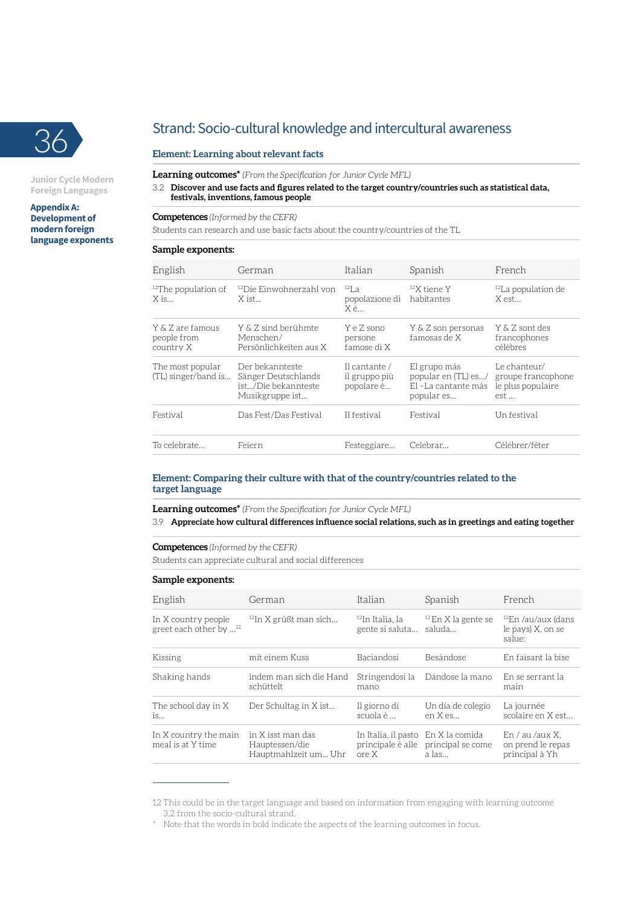## Strand: Socio-cultural knowledge and intercultural awareness

### Element: Learning about relevant facts

**Learning outcomes*** *(From the Specification for Junior Cycle MFL)*

3.2 **Discover and use facts and figures related to the target country/countries such as statistical data, festivals, inventions, famous people**

**Competences** *(Informed by the CEFR)*

Students can research and use basic facts about the country/countries of the TL

**Sample exponents:**

| English | German | Italian | Spanish | French |
|---|---|---|---|---|
| [12]The population of X is… | [12]Die Einwohnerzahl von X ist… | [12]La popolazione di X è… | [12]X tiene Y habitantes | [12]La population de X est… |
| Y & Z are famous people from country X | Y & Z sind berühmte Menschen/ Persönlichkeiten aus X | Y e Z sono persone famose di X | Y & Z son personas famosas de X | Y & Z sont des francophones célèbres |
| The most popular (TL) singer/band is… | Der bekannteste Sänger Deutschlands ist…/Die bekannteste Musikgruppe ist… | Il cantante / il gruppo più popolare è… | El grupo más popular en (TL) es…/ El -La cantante más popular es… | Le chanteur/ groupe francophone le plus populaire est … |
| Festival | Das Fest/Das Festival | Il festival | Festival | Un festival |
| To celebrate… | Feiern | Festeggiare… | Celebrar… | Célébrer/fêter |

### Element: Comparing their culture with that of the country/countries related to the target language

**Learning outcomes*** *(From the Specification for Junior Cycle MFL)*

3.9 **Appreciate how cultural differences influence social relations, such as in greetings and eating together**

**Competences** *(Informed by the CEFR)*

Students can appreciate cultural and social differences

**Sample exponents:**

| English | German | Italian | Spanish | French |
|---|---|---|---|---|
| In X country people greet each other by …[12] | [12]In X grüßt man sich… | [12]In Italia, la gente si saluta… | [12]En X la gente se saluda… | [12]En /au/aux (dans le pays) X, on se salue: |
| Kissing | mit einem Kuss | Baciandosi | Besándose | En faisant la bise |
| Shaking hands | indem man sich die Hand schüttelt | Stringendosi la mano | Dándose la mano | En se serrant la main |
| The school day in X is… | Der Schultag in X ist… | Il giorno di scuola è … | Un día de colegio en X es… | La journée scolaire en X est… |
| In X country the main meal is at Y time | in X isst man das Hauptessen/die Hauptmahlzeit um… Uhr | In Italia, il pasto principale è alle ore X | En X la comida principal se come a las… | En / au /aux X, on prend le repas principal à Yh |

12 This could be in the target language and based on information from engaging with learning outcome 3.2 from the socio-cultural strand.

\* Note that the words in bold indicate the aspects of the learning outcomes in focus.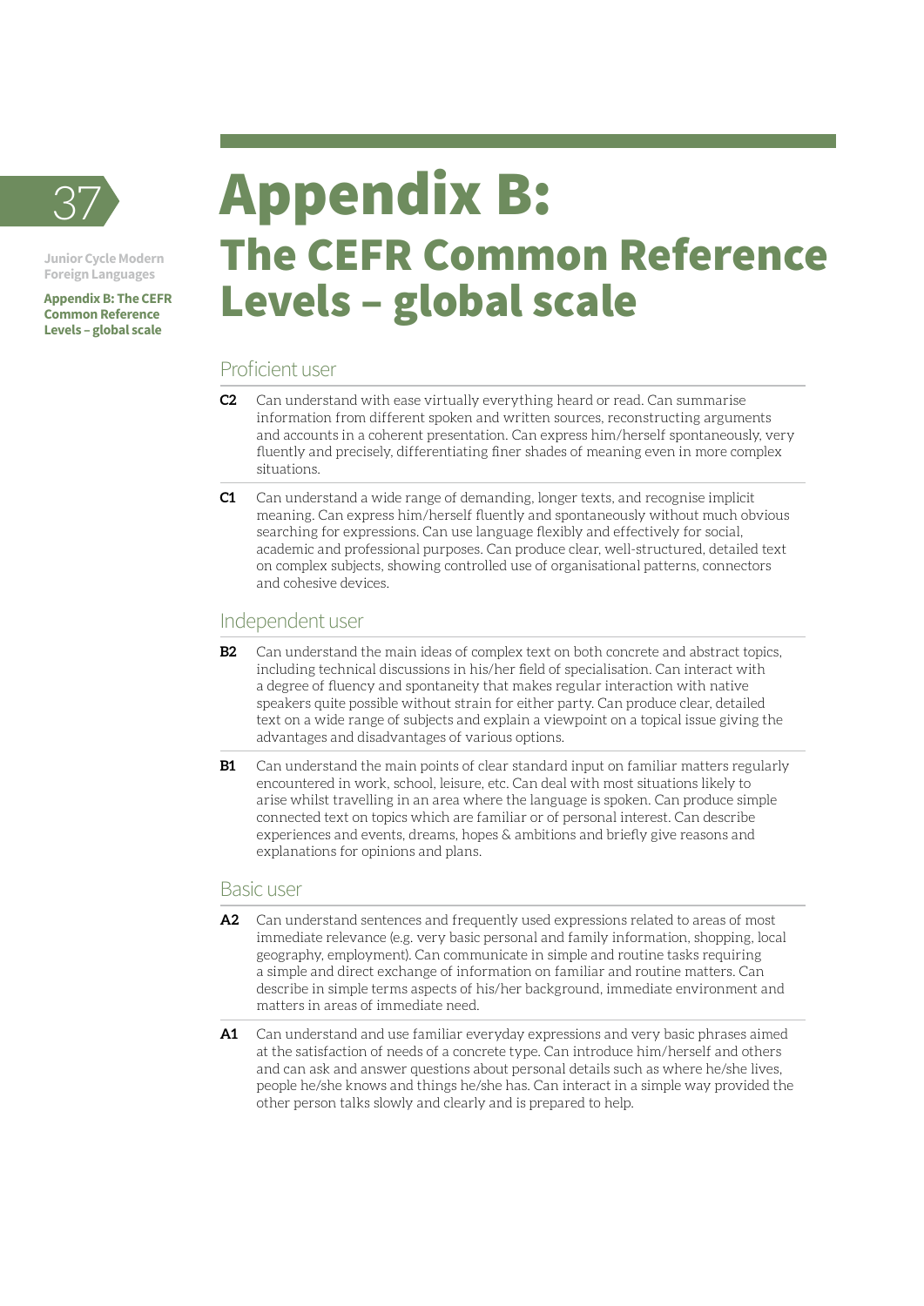# Appendix B: The CEFR Common Reference Levels – global scale

## Proficient user

**C2** Can understand with ease virtually everything heard or read. Can summarise information from different spoken and written sources, reconstructing arguments and accounts in a coherent presentation. Can express him/herself spontaneously, very fluently and precisely, differentiating finer shades of meaning even in more complex situations.

**C1** Can understand a wide range of demanding, longer texts, and recognise implicit meaning. Can express him/herself fluently and spontaneously without much obvious searching for expressions. Can use language flexibly and effectively for social, academic and professional purposes. Can produce clear, well-structured, detailed text on complex subjects, showing controlled use of organisational patterns, connectors and cohesive devices.

## Independent user

**B2** Can understand the main ideas of complex text on both concrete and abstract topics, including technical discussions in his/her field of specialisation. Can interact with a degree of fluency and spontaneity that makes regular interaction with native speakers quite possible without strain for either party. Can produce clear, detailed text on a wide range of subjects and explain a viewpoint on a topical issue giving the advantages and disadvantages of various options.

**B1** Can understand the main points of clear standard input on familiar matters regularly encountered in work, school, leisure, etc. Can deal with most situations likely to arise whilst travelling in an area where the language is spoken. Can produce simple connected text on topics which are familiar or of personal interest. Can describe experiences and events, dreams, hopes & ambitions and briefly give reasons and explanations for opinions and plans.

## Basic user

**A2** Can understand sentences and frequently used expressions related to areas of most immediate relevance (e.g. very basic personal and family information, shopping, local geography, employment). Can communicate in simple and routine tasks requiring a simple and direct exchange of information on familiar and routine matters. Can describe in simple terms aspects of his/her background, immediate environment and matters in areas of immediate need.

**A1** Can understand and use familiar everyday expressions and very basic phrases aimed at the satisfaction of needs of a concrete type. Can introduce him/herself and others and can ask and answer questions about personal details such as where he/she lives, people he/she knows and things he/she has. Can interact in a simple way provided the other person talks slowly and clearly and is prepared to help.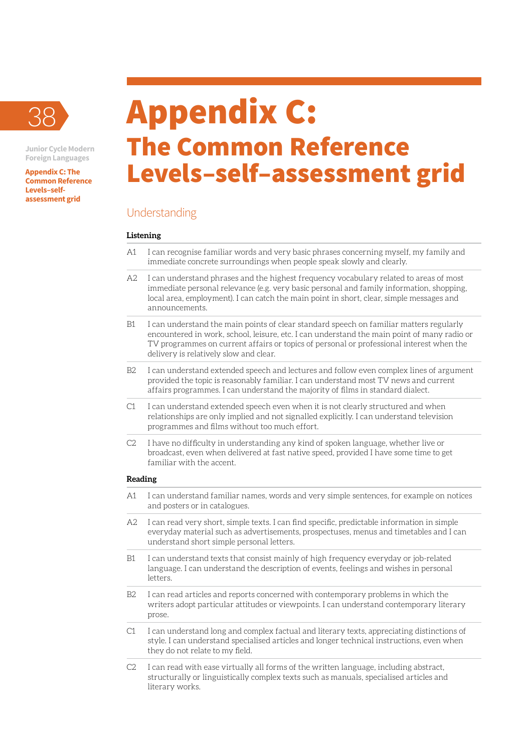# Appendix C: The Common Reference Levels–self–assessment grid

## Understanding

**Listening**

| | |
|---|---|
| A1 | I can recognise familiar words and very basic phrases concerning myself, my family and immediate concrete surroundings when people speak slowly and clearly. |
| A2 | I can understand phrases and the highest frequency vocabulary related to areas of most immediate personal relevance (e.g. very basic personal and family information, shopping, local area, employment). I can catch the main point in short, clear, simple messages and announcements. |
| B1 | I can understand the main points of clear standard speech on familiar matters regularly encountered in work, school, leisure, etc. I can understand the main point of many radio or TV programmes on current affairs or topics of personal or professional interest when the delivery is relatively slow and clear. |
| B2 | I can understand extended speech and lectures and follow even complex lines of argument provided the topic is reasonably familiar. I can understand most TV news and current affairs programmes. I can understand the majority of films in standard dialect. |
| C1 | I can understand extended speech even when it is not clearly structured and when relationships are only implied and not signalled explicitly. I can understand television programmes and films without too much effort. |
| C2 | I have no difficulty in understanding any kind of spoken language, whether live or broadcast, even when delivered at fast native speed, provided I have some time to get familiar with the accent. |

**Reading**

| | |
|---|---|
| A1 | I can understand familiar names, words and very simple sentences, for example on notices and posters or in catalogues. |
| A2 | I can read very short, simple texts. I can find specific, predictable information in simple everyday material such as advertisements, prospectuses, menus and timetables and I can understand short simple personal letters. |
| B1 | I can understand texts that consist mainly of high frequency everyday or job-related language. I can understand the description of events, feelings and wishes in personal letters. |
| B2 | I can read articles and reports concerned with contemporary problems in which the writers adopt particular attitudes or viewpoints. I can understand contemporary literary prose. |
| C1 | I can understand long and complex factual and literary texts, appreciating distinctions of style. I can understand specialised articles and longer technical instructions, even when they do not relate to my field. |
| C2 | I can read with ease virtually all forms of the written language, including abstract, structurally or linguistically complex texts such as manuals, specialised articles and literary works. |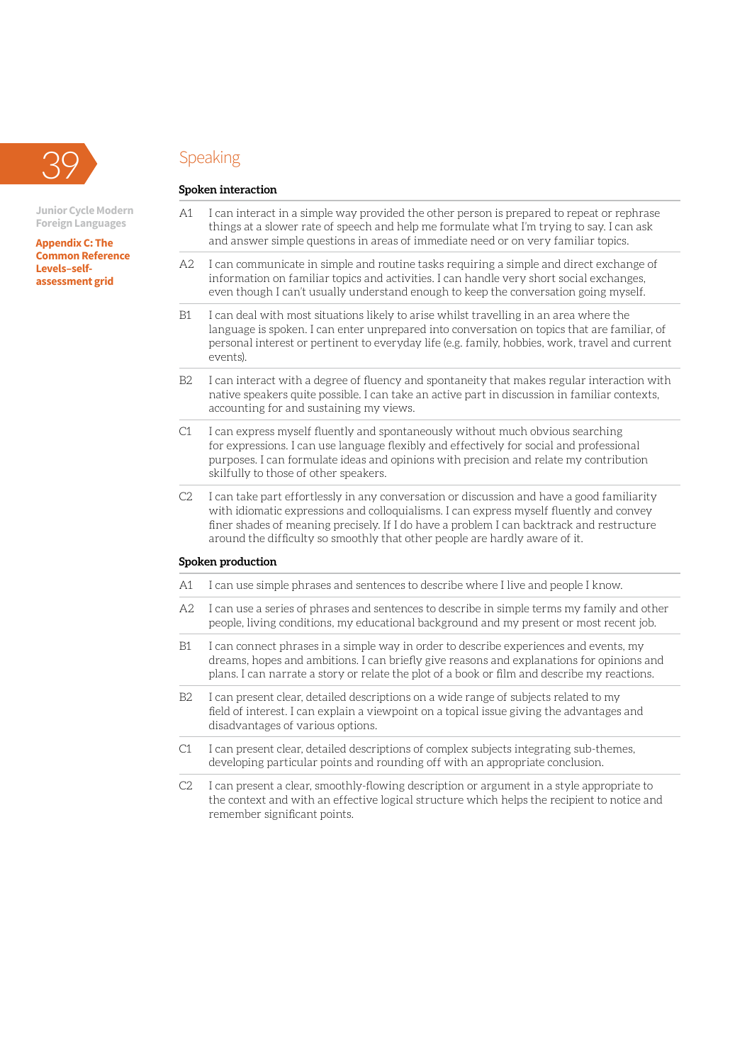## Speaking

### Spoken interaction

| | |
|---|---|
| A1 | I can interact in a simple way provided the other person is prepared to repeat or rephrase things at a slower rate of speech and help me formulate what I'm trying to say. I can ask and answer simple questions in areas of immediate need or on very familiar topics. |
| A2 | I can communicate in simple and routine tasks requiring a simple and direct exchange of information on familiar topics and activities. I can handle very short social exchanges, even though I can't usually understand enough to keep the conversation going myself. |
| B1 | I can deal with most situations likely to arise whilst travelling in an area where the language is spoken. I can enter unprepared into conversation on topics that are familiar, of personal interest or pertinent to everyday life (e.g. family, hobbies, work, travel and current events). |
| B2 | I can interact with a degree of fluency and spontaneity that makes regular interaction with native speakers quite possible. I can take an active part in discussion in familiar contexts, accounting for and sustaining my views. |
| C1 | I can express myself fluently and spontaneously without much obvious searching for expressions. I can use language flexibly and effectively for social and professional purposes. I can formulate ideas and opinions with precision and relate my contribution skilfully to those of other speakers. |
| C2 | I can take part effortlessly in any conversation or discussion and have a good familiarity with idiomatic expressions and colloquialisms. I can express myself fluently and convey finer shades of meaning precisely. If I do have a problem I can backtrack and restructure around the difficulty so smoothly that other people are hardly aware of it. |

### Spoken production

| | |
|---|---|
| A1 | I can use simple phrases and sentences to describe where I live and people I know. |
| A2 | I can use a series of phrases and sentences to describe in simple terms my family and other people, living conditions, my educational background and my present or most recent job. |
| B1 | I can connect phrases in a simple way in order to describe experiences and events, my dreams, hopes and ambitions. I can briefly give reasons and explanations for opinions and plans. I can narrate a story or relate the plot of a book or film and describe my reactions. |
| B2 | I can present clear, detailed descriptions on a wide range of subjects related to my field of interest. I can explain a viewpoint on a topical issue giving the advantages and disadvantages of various options. |
| C1 | I can present clear, detailed descriptions of complex subjects integrating sub-themes, developing particular points and rounding off with an appropriate conclusion. |
| C2 | I can present a clear, smoothly-flowing description or argument in a style appropriate to the context and with an effective logical structure which helps the recipient to notice and remember significant points. |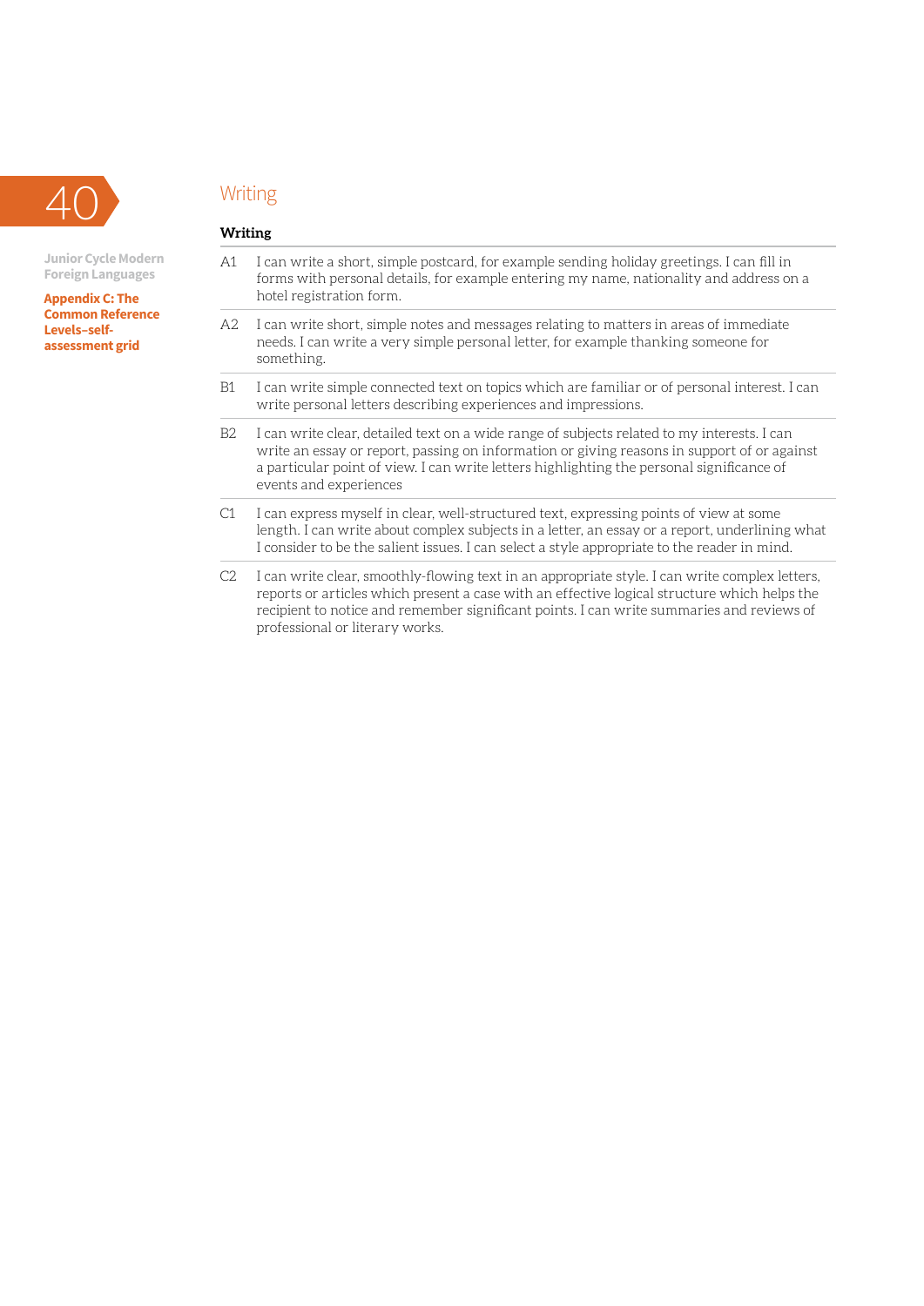## Writing

| Writing | |
|---|---|
| A1 | I can write a short, simple postcard, for example sending holiday greetings. I can fill in forms with personal details, for example entering my name, nationality and address on a hotel registration form. |
| A2 | I can write short, simple notes and messages relating to matters in areas of immediate needs. I can write a very simple personal letter, for example thanking someone for something. |
| B1 | I can write simple connected text on topics which are familiar or of personal interest. I can write personal letters describing experiences and impressions. |
| B2 | I can write clear, detailed text on a wide range of subjects related to my interests. I can write an essay or report, passing on information or giving reasons in support of or against a particular point of view. I can write letters highlighting the personal significance of events and experiences |
| C1 | I can express myself in clear, well-structured text, expressing points of view at some length. I can write about complex subjects in a letter, an essay or a report, underlining what I consider to be the salient issues. I can select a style appropriate to the reader in mind. |
| C2 | I can write clear, smoothly-flowing text in an appropriate style. I can write complex letters, reports or articles which present a case with an effective logical structure which helps the recipient to notice and remember significant points. I can write summaries and reviews of professional or literary works. |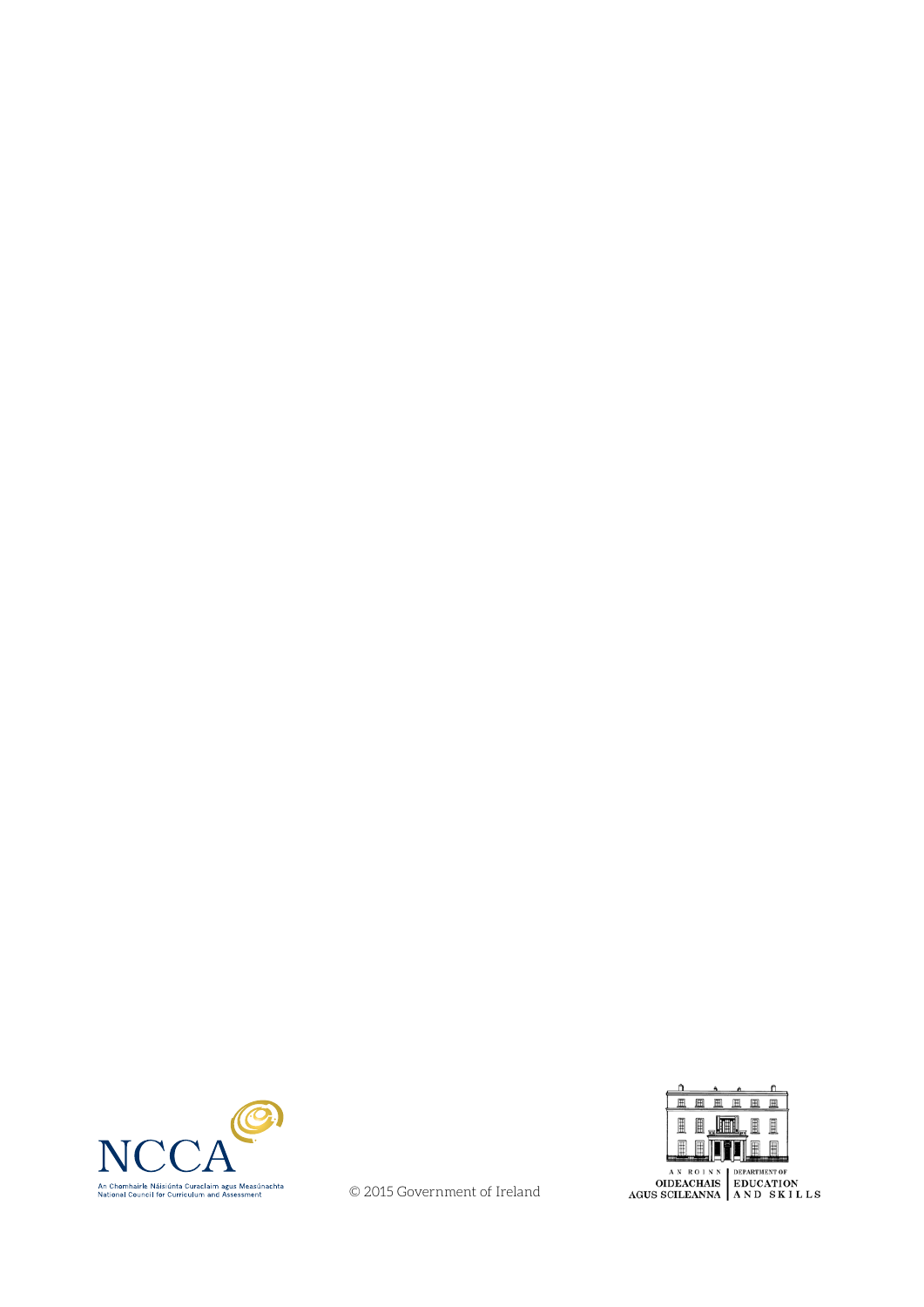NCCA

An Chomhairle Náisiúnta Curaclaim agus Measúnachta
National Council for Curriculum and Assessment

© 2015 Government of Ireland

AN ROINN
OIDEACHAIS
AGUS SCILEANNA

DEPARTMENT OF
EDUCATION
AND SKILLS